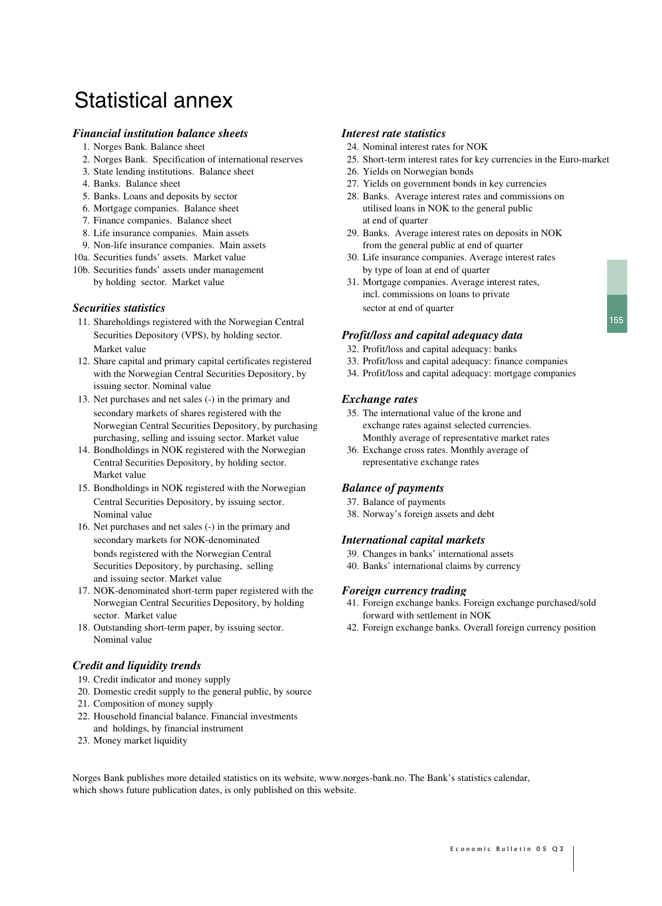# Statistical annex

### *Financial institution balance sheets*

1. Norges Bank. Balance sheet
2. Norges Bank. Specification of international reserves
3. State lending institutions. Balance sheet
4. Banks. Balance sheet
5. Banks. Loans and deposits by sector
6. Mortgage companies. Balance sheet
7. Finance companies. Balance sheet
8. Life insurance companies. Main assets
9. Non-life insurance companies. Main assets

10a. Securities funds' assets. Market value
10b. Securities funds' assets under management by holding sector. Market value

### *Securities statistics*

11. Shareholdings registered with the Norwegian Central Securities Depository (VPS), by holding sector. Market value
12. Share capital and primary capital certificates registered with the Norwegian Central Securities Depository, by issuing sector. Nominal value
13. Net purchases and net sales (-) in the primary and secondary markets of shares registered with the Norwegian Central Securities Depository, by purchasing purchasing, selling and issuing sector. Market value
14. Bondholdings in NOK registered with the Norwegian Central Securities Depository, by holding sector. Market value
15. Bondholdings in NOK registered with the Norwegian Central Securities Depository, by issuing sector. Nominal value
16. Net purchases and net sales (-) in the primary and secondary markets for NOK-denominated bonds registered with the Norwegian Central Securities Depository, by purchasing, selling and issuing sector. Market value
17. NOK-denominated short-term paper registered with the Norwegian Central Securities Depository, by holding sector. Market value
18. Outstanding short-term paper, by issuing sector. Nominal value

### *Credit and liquidity trends*

19. Credit indicator and money supply
20. Domestic credit supply to the general public, by source
21. Composition of money supply
22. Household financial balance. Financial investments and holdings, by financial instrument
23. Money market liquidity

### *Interest rate statistics*

24. Nominal interest rates for NOK
25. Short-term interest rates for key currencies in the Euro-market
26. Yields on Norwegian bonds
27. Yields on government bonds in key currencies
28. Banks. Average interest rates and commissions on utilised loans in NOK to the general public at end of quarter
29. Banks. Average interest rates on deposits in NOK from the general public at end of quarter
30. Life insurance companies. Average interest rates by type of loan at end of quarter
31. Mortgage companies. Average interest rates, incl. commissions on loans to private sector at end of quarter

### *Profit/loss and capital adequacy data*

32. Profit/loss and capital adequacy: banks
33. Profit/loss and capital adequacy: finance companies
34. Profit/loss and capital adequacy: mortgage companies

### *Exchange rates*

35. The international value of the krone and exchange rates against selected currencies. Monthly average of representative market rates
36. Exchange cross rates. Monthly average of representative exchange rates

### *Balance of payments*

37. Balance of payments
38. Norway's foreign assets and debt

### *International capital markets*

39. Changes in banks' international assets
40. Banks' international claims by currency

### *Foreign currency trading*

41. Foreign exchange banks. Foreign exchange purchased/sold forward with settlement in NOK
42. Foreign exchange banks. Overall foreign currency position

Norges Bank publishes more detailed statistics on its website, www.norges-bank.no. The Bank's statistics calendar, which shows future publication dates, is only published on this website.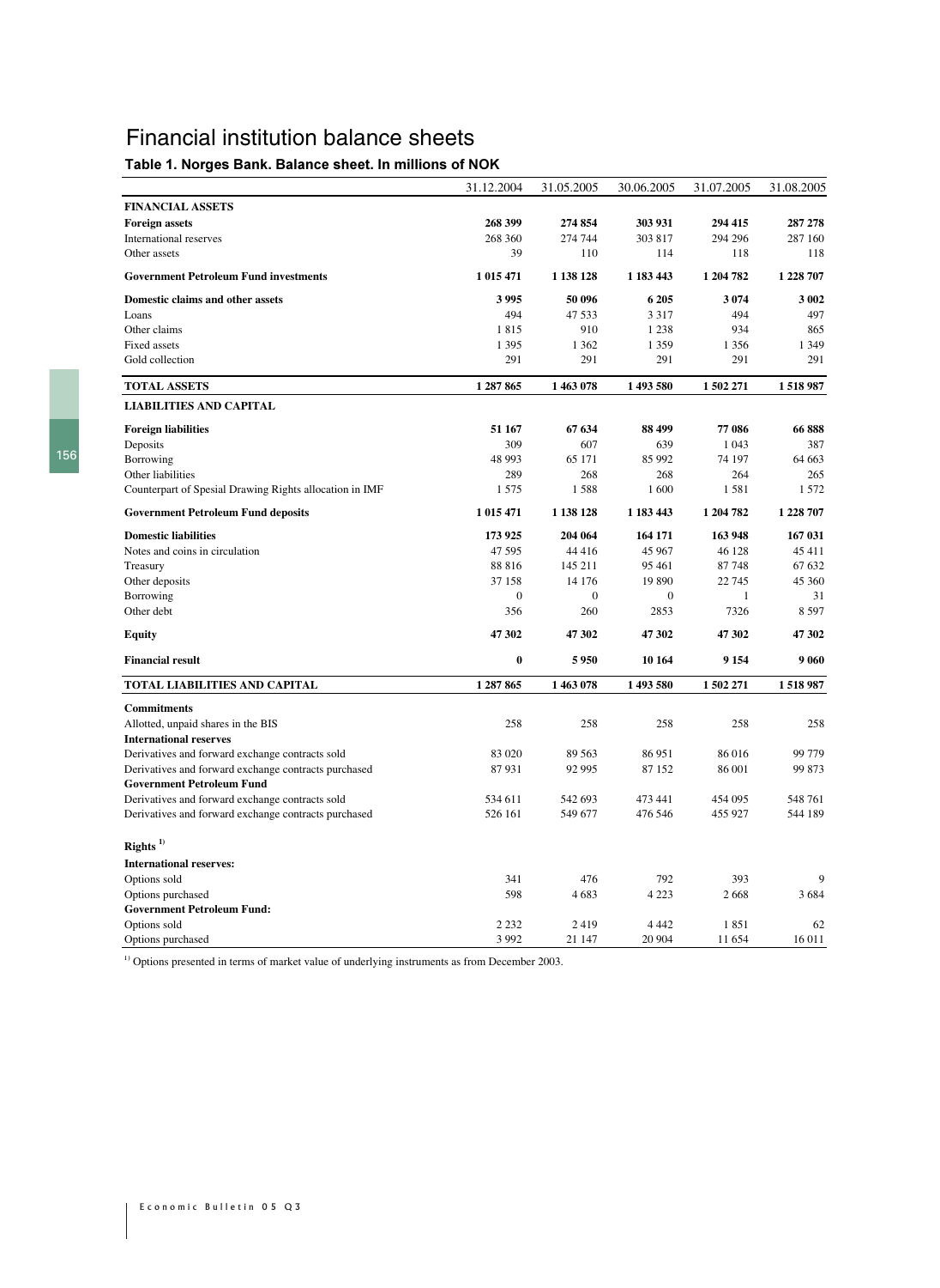# Financial institution balance sheets

## Table 1. Norges Bank. Balance sheet. In millions of NOK

| | 31.12.2004 | 31.05.2005 | 30.06.2005 | 31.07.2005 | 31.08.2005 |
|---|---|---|---|---|---|
| **FINANCIAL ASSETS** | | | | | |
| **Foreign assets** | **268 399** | **274 854** | **303 931** | **294 415** | **287 278** |
| International reserves | 268 360 | 274 744 | 303 817 | 294 296 | 287 160 |
| Other assets | 39 | 110 | 114 | 118 | 118 |
| **Government Petroleum Fund investments** | **1 015 471** | **1 138 128** | **1 183 443** | **1 204 782** | **1 228 707** |
| **Domestic claims and other assets** | **3 995** | **50 096** | **6 205** | **3 074** | **3 002** |
| Loans | 494 | 47 533 | 3 317 | 494 | 497 |
| Other claims | 1 815 | 910 | 1 238 | 934 | 865 |
| Fixed assets | 1 395 | 1 362 | 1 359 | 1 356 | 1 349 |
| Gold collection | 291 | 291 | 291 | 291 | 291 |
| **TOTAL ASSETS** | **1 287 865** | **1 463 078** | **1 493 580** | **1 502 271** | **1 518 987** |
| **LIABILITIES AND CAPITAL** | | | | | |
| **Foreign liabilities** | **51 167** | **67 634** | **88 499** | **77 086** | **66 888** |
| Deposits | 309 | 607 | 639 | 1 043 | 387 |
| Borrowing | 48 993 | 65 171 | 85 992 | 74 197 | 64 663 |
| Other liabilities | 289 | 268 | 268 | 264 | 265 |
| Counterpart of Spesial Drawing Rights allocation in IMF | 1 575 | 1 588 | 1 600 | 1 581 | 1 572 |
| **Government Petroleum Fund deposits** | **1 015 471** | **1 138 128** | **1 183 443** | **1 204 782** | **1 228 707** |
| **Domestic liabilities** | **173 925** | **204 064** | **164 171** | **163 948** | **167 031** |
| Notes and coins in circulation | 47 595 | 44 416 | 45 967 | 46 128 | 45 411 |
| Treasury | 88 816 | 145 211 | 95 461 | 87 748 | 67 632 |
| Other deposits | 37 158 | 14 176 | 19 890 | 22 745 | 45 360 |
| Borrowing | 0 | 0 | 0 | 1 | 31 |
| Other debt | 356 | 260 | 2853 | 7326 | 8 597 |
| **Equity** | **47 302** | **47 302** | **47 302** | **47 302** | **47 302** |
| **Financial result** | **0** | **5 950** | **10 164** | **9 154** | **9 060** |
| **TOTAL LIABILITIES AND CAPITAL** | **1 287 865** | **1 463 078** | **1 493 580** | **1 502 271** | **1 518 987** |
| **Commitments** | | | | | |
| Allotted, unpaid shares in the BIS | 258 | 258 | 258 | 258 | 258 |
| **International reserves** | | | | | |
| Derivatives and forward exchange contracts sold | 83 020 | 89 563 | 86 951 | 86 016 | 99 779 |
| Derivatives and forward exchange contracts purchased | 87 931 | 92 995 | 87 152 | 86 001 | 99 873 |
| **Government Petroleum Fund** | | | | | |
| Derivatives and forward exchange contracts sold | 534 611 | 542 693 | 473 441 | 454 095 | 548 761 |
| Derivatives and forward exchange contracts purchased | 526 161 | 549 677 | 476 546 | 455 927 | 544 189 |
| **Rights** [1] | | | | | |
| **International reserves:** | | | | | |
| Options sold | 341 | 476 | 792 | 393 | 9 |
| Options purchased | 598 | 4 683 | 4 223 | 2 668 | 3 684 |
| **Government Petroleum Fund:** | | | | | |
| Options sold | 2 232 | 2 419 | 4 442 | 1 851 | 62 |
| Options purchased | 3 992 | 21 147 | 20 904 | 11 654 | 16 011 |

[1] Options presented in terms of market value of underlying instruments as from December 2003.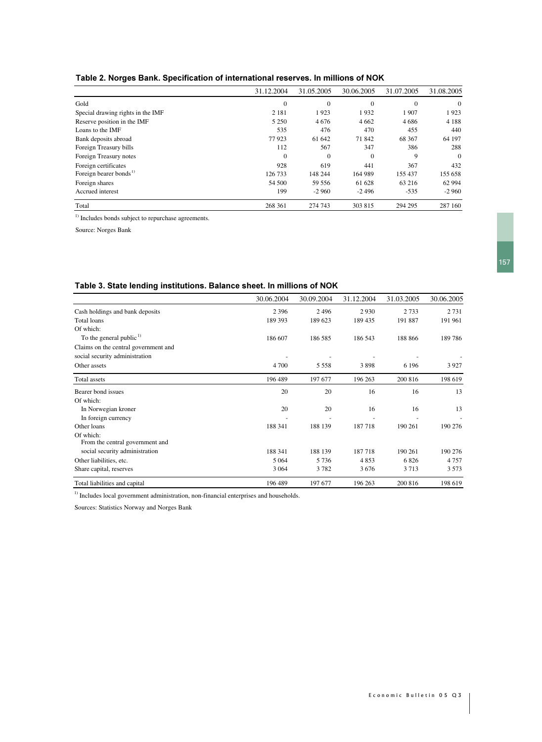### Table 2. Norges Bank. Specification of international reserves. In millions of NOK

| | 31.12.2004 | 31.05.2005 | 30.06.2005 | 31.07.2005 | 31.08.2005 |
|---|---|---|---|---|---|
| Gold | 0 | 0 | 0 | 0 | 0 |
| Special drawing rights in the IMF | 2 181 | 1 923 | 1 932 | 1 907 | 1 923 |
| Reserve position in the IMF | 5 250 | 4 676 | 4 662 | 4 686 | 4 188 |
| Loans to the IMF | 535 | 476 | 470 | 455 | 440 |
| Bank deposits abroad | 77 923 | 61 642 | 71 842 | 68 367 | 64 197 |
| Foreign Treasury bills | 112 | 567 | 347 | 386 | 288 |
| Foreign Treasury notes | 0 | 0 | 0 | 9 | 0 |
| Foreign certificates | 928 | 619 | 441 | 367 | 432 |
| Foreign bearer bonds [1] | 126 733 | 148 244 | 164 989 | 155 437 | 155 658 |
| Foreign shares | 54 500 | 59 556 | 61 628 | 63 216 | 62 994 |
| Accrued interest | 199 | -2 960 | -2 496 | -535 | -2 960 |
| Total | 268 361 | 274 743 | 303 815 | 294 295 | 287 160 |

[1] Includes bonds subject to repurchase agreements.

Source: Norges Bank

### Table 3. State lending institutions. Balance sheet. In millions of NOK

| | 30.06.2004 | 30.09.2004 | 31.12.2004 | 31.03.2005 | 30.06.2005 |
|---|---|---|---|---|---|
| Cash holdings and bank deposits | 2 396 | 2 496 | 2 930 | 2 733 | 2 731 |
| Total loans | 189 393 | 189 623 | 189 435 | 191 887 | 191 961 |
| Of which: | | | | | |
| To the general public [1] | 186 607 | 186 585 | 186 543 | 188 866 | 189 786 |
| Claims on the central government and social security administration | - | - | - | - | - |
| Other assets | 4 700 | 5 558 | 3 898 | 6 196 | 3 927 |
| Total assets | 196 489 | 197 677 | 196 263 | 200 816 | 198 619 |
| Bearer bond issues | 20 | 20 | 16 | 16 | 13 |
| Of which: | | | | | |
| In Norwegian kroner | 20 | 20 | 16 | 16 | 13 |
| In foreign currency | - | - | - | - | - |
| Other loans | 188 341 | 188 139 | 187 718 | 190 261 | 190 276 |
| Of which: From the central government and social security administration | 188 341 | 188 139 | 187 718 | 190 261 | 190 276 |
| Other liabilities, etc. | 5 064 | 5 736 | 4 853 | 6 826 | 4 757 |
| Share capital, reserves | 3 064 | 3 782 | 3 676 | 3 713 | 3 573 |
| Total liabilities and capital | 196 489 | 197 677 | 196 263 | 200 816 | 198 619 |

[1] Includes local government administration, non-financial enterprises and households.

Sources: Statistics Norway and Norges Bank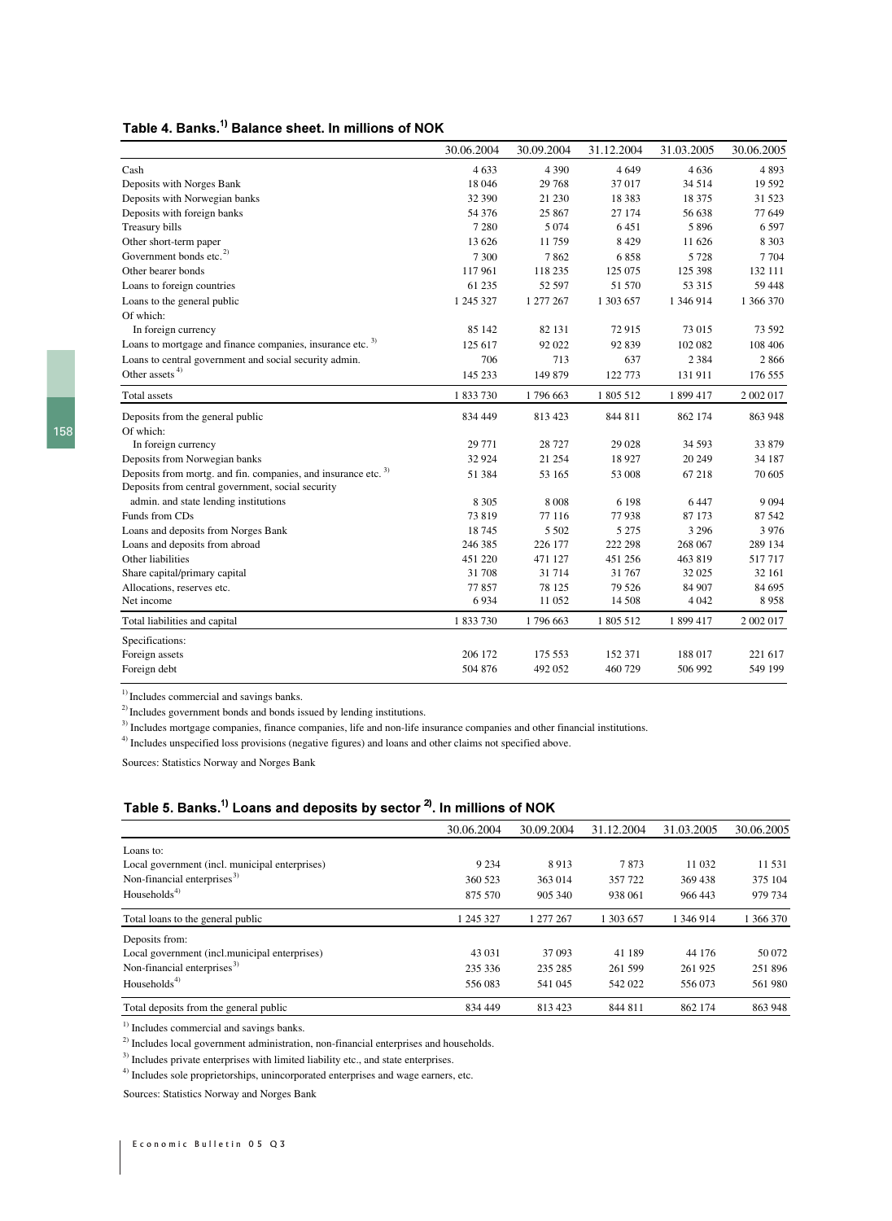## Table 4. Banks.[1] Balance sheet. In millions of NOK

| | 30.06.2004 | 30.09.2004 | 31.12.2004 | 31.03.2005 | 30.06.2005 |
|---|---|---|---|---|---|
| Cash | 4 633 | 4 390 | 4 649 | 4 636 | 4 893 |
| Deposits with Norges Bank | 18 046 | 29 768 | 37 017 | 34 514 | 19 592 |
| Deposits with Norwegian banks | 32 390 | 21 230 | 18 383 | 18 375 | 31 523 |
| Deposits with foreign banks | 54 376 | 25 867 | 27 174 | 56 638 | 77 649 |
| Treasury bills | 7 280 | 5 074 | 6 451 | 5 896 | 6 597 |
| Other short-term paper | 13 626 | 11 759 | 8 429 | 11 626 | 8 303 |
| Government bonds etc.[2] | 7 300 | 7 862 | 6 858 | 5 728 | 7 704 |
| Other bearer bonds | 117 961 | 118 235 | 125 075 | 125 398 | 132 111 |
| Loans to foreign countries | 61 235 | 52 597 | 51 570 | 53 315 | 59 448 |
| Loans to the general public | 1 245 327 | 1 277 267 | 1 303 657 | 1 346 914 | 1 366 370 |
| Of which: | | | | | |
| In foreign currency | 85 142 | 82 131 | 72 915 | 73 015 | 73 592 |
| Loans to mortgage and finance companies, insurance etc.[3] | 125 617 | 92 022 | 92 839 | 102 082 | 108 406 |
| Loans to central government and social security admin. | 706 | 713 | 637 | 2 384 | 2 866 |
| Other assets[4] | 145 233 | 149 879 | 122 773 | 131 911 | 176 555 |
| Total assets | 1 833 730 | 1 796 663 | 1 805 512 | 1 899 417 | 2 002 017 |
| Deposits from the general public | 834 449 | 813 423 | 844 811 | 862 174 | 863 948 |
| Of which: | | | | | |
| In foreign currency | 29 771 | 28 727 | 29 028 | 34 593 | 33 879 |
| Deposits from Norwegian banks | 32 924 | 21 254 | 18 927 | 20 249 | 34 187 |
| Deposits from mortg. and fin. companies, and insurance etc.[3] | 51 384 | 53 165 | 53 008 | 67 218 | 70 605 |
| Deposits from central government, social security admin. and state lending institutions | 8 305 | 8 008 | 6 198 | 6 447 | 9 094 |
| Funds from CDs | 73 819 | 77 116 | 77 938 | 87 173 | 87 542 |
| Loans and deposits from Norges Bank | 18 745 | 5 502 | 5 275 | 3 296 | 3 976 |
| Loans and deposits from abroad | 246 385 | 226 177 | 222 298 | 268 067 | 289 134 |
| Other liabilities | 451 220 | 471 127 | 451 256 | 463 819 | 517 717 |
| Share capital/primary capital | 31 708 | 31 714 | 31 767 | 32 025 | 32 161 |
| Allocations, reserves etc. | 77 857 | 78 125 | 79 526 | 84 907 | 84 695 |
| Net income | 6 934 | 11 052 | 14 508 | 4 042 | 8 958 |
| Total liabilities and capital | 1 833 730 | 1 796 663 | 1 805 512 | 1 899 417 | 2 002 017 |
| Specifications: | | | | | |
| Foreign assets | 206 172 | 175 553 | 152 371 | 188 017 | 221 617 |
| Foreign debt | 504 876 | 492 052 | 460 729 | 506 992 | 549 199 |

[1] Includes commercial and savings banks.

[2] Includes government bonds and bonds issued by lending institutions.

[3] Includes mortgage companies, finance companies, life and non-life insurance companies and other financial institutions.

[4] Includes unspecified loss provisions (negative figures) and loans and other claims not specified above.

Sources: Statistics Norway and Norges Bank

## Table 5. Banks.[1] Loans and deposits by sector [2]. In millions of NOK

| | 30.06.2004 | 30.09.2004 | 31.12.2004 | 31.03.2005 | 30.06.2005 |
|---|---|---|---|---|---|
| Loans to: | | | | | |
| Local government (incl. municipal enterprises) | 9 234 | 8 913 | 7 873 | 11 032 | 11 531 |
| Non-financial enterprises[3] | 360 523 | 363 014 | 357 722 | 369 438 | 375 104 |
| Households[4] | 875 570 | 905 340 | 938 061 | 966 443 | 979 734 |
| Total loans to the general public | 1 245 327 | 1 277 267 | 1 303 657 | 1 346 914 | 1 366 370 |
| Deposits from: | | | | | |
| Local government (incl.municipal enterprises) | 43 031 | 37 093 | 41 189 | 44 176 | 50 072 |
| Non-financial enterprises[3] | 235 336 | 235 285 | 261 599 | 261 925 | 251 896 |
| Households[4] | 556 083 | 541 045 | 542 022 | 556 073 | 561 980 |
| Total deposits from the general public | 834 449 | 813 423 | 844 811 | 862 174 | 863 948 |

[1] Includes commercial and savings banks.

[2] Includes local government administration, non-financial enterprises and households.

[3] Includes private enterprises with limited liability etc., and state enterprises.

[4] Includes sole proprietorships, unincorporated enterprises and wage earners, etc.

Sources: Statistics Norway and Norges Bank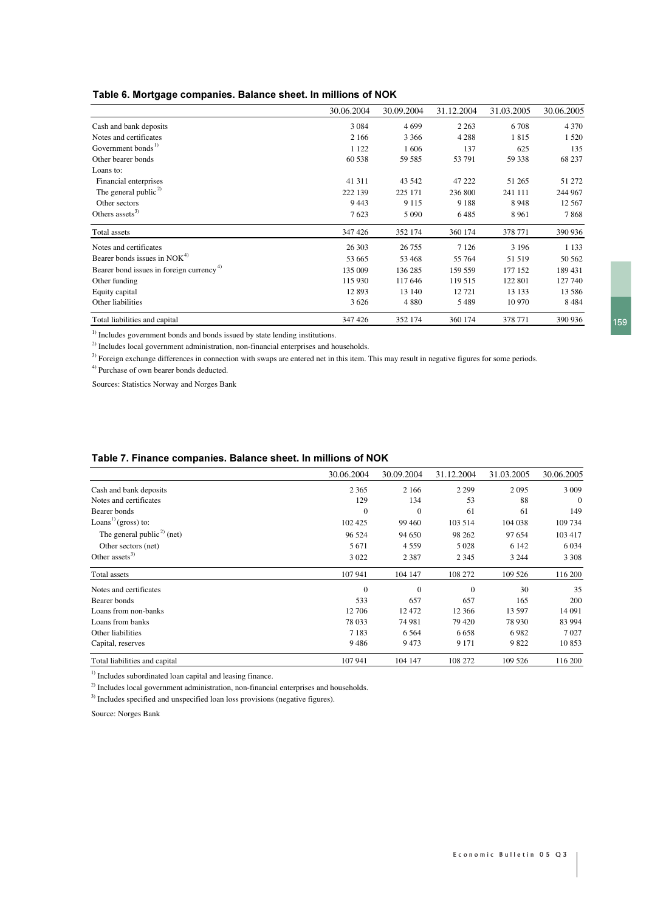### Table 6. Mortgage companies. Balance sheet. In millions of NOK

| | 30.06.2004 | 30.09.2004 | 31.12.2004 | 31.03.2005 | 30.06.2005 |
|---|---|---|---|---|---|
| Cash and bank deposits | 3 084 | 4 699 | 2 263 | 6 708 | 4 370 |
| Notes and certificates | 2 166 | 3 366 | 4 288 | 1 815 | 1 520 |
| Government bonds[1] | 1 122 | 1 606 | 137 | 625 | 135 |
| Other bearer bonds | 60 538 | 59 585 | 53 791 | 59 338 | 68 237 |
| Loans to: | | | | | |
| Financial enterprises | 41 311 | 43 542 | 47 222 | 51 265 | 51 272 |
| The general public[2] | 222 139 | 225 171 | 236 800 | 241 111 | 244 967 |
| Other sectors | 9 443 | 9 115 | 9 188 | 8 948 | 12 567 |
| Others assets[3] | 7 623 | 5 090 | 6 485 | 8 961 | 7 868 |
| Total assets | 347 426 | 352 174 | 360 174 | 378 771 | 390 936 |
| Notes and certificates | 26 303 | 26 755 | 7 126 | 3 196 | 1 133 |
| Bearer bonds issues in NOK[4] | 53 665 | 53 468 | 55 764 | 51 519 | 50 562 |
| Bearer bond issues in foreign currency[4] | 135 009 | 136 285 | 159 559 | 177 152 | 189 431 |
| Other funding | 115 930 | 117 646 | 119 515 | 122 801 | 127 740 |
| Equity capital | 12 893 | 13 140 | 12 721 | 13 133 | 13 586 |
| Other liabilities | 3 626 | 4 880 | 5 489 | 10 970 | 8 484 |
| Total liabilities and capital | 347 426 | 352 174 | 360 174 | 378 771 | 390 936 |

[1] Includes government bonds and bonds issued by state lending institutions.

[2] Includes local government administration, non-financial enterprises and households.

[3] Foreign exchange differences in connection with swaps are entered net in this item. This may result in negative figures for some periods.

[4] Purchase of own bearer bonds deducted.

Sources: Statistics Norway and Norges Bank

### Table 7. Finance companies. Balance sheet. In millions of NOK

| | 30.06.2004 | 30.09.2004 | 31.12.2004 | 31.03.2005 | 30.06.2005 |
|---|---|---|---|---|---|
| Cash and bank deposits | 2 365 | 2 166 | 2 299 | 2 095 | 3 009 |
| Notes and certificates | 129 | 134 | 53 | 88 | 0 |
| Bearer bonds | 0 | 0 | 61 | 61 | 149 |
| Loans[1] (gross) to: | 102 425 | 99 460 | 103 514 | 104 038 | 109 734 |
| The general public[2] (net) | 96 524 | 94 650 | 98 262 | 97 654 | 103 417 |
| Other sectors (net) | 5 671 | 4 559 | 5 028 | 6 142 | 6 034 |
| Other assets[3] | 3 022 | 2 387 | 2 345 | 3 244 | 3 308 |
| Total assets | 107 941 | 104 147 | 108 272 | 109 526 | 116 200 |
| Notes and certificates | 0 | 0 | 0 | 30 | 35 |
| Bearer bonds | 533 | 657 | 657 | 165 | 200 |
| Loans from non-banks | 12 706 | 12 472 | 12 366 | 13 597 | 14 091 |
| Loans from banks | 78 033 | 74 981 | 79 420 | 78 930 | 83 994 |
| Other liabilities | 7 183 | 6 564 | 6 658 | 6 982 | 7 027 |
| Capital, reserves | 9 486 | 9 473 | 9 171 | 9 822 | 10 853 |
| Total liabilities and capital | 107 941 | 104 147 | 108 272 | 109 526 | 116 200 |

[1] Includes subordinated loan capital and leasing finance.

[2] Includes local government administration, non-financial enterprises and households.

[3] Includes specified and unspecified loan loss provisions (negative figures).

Source: Norges Bank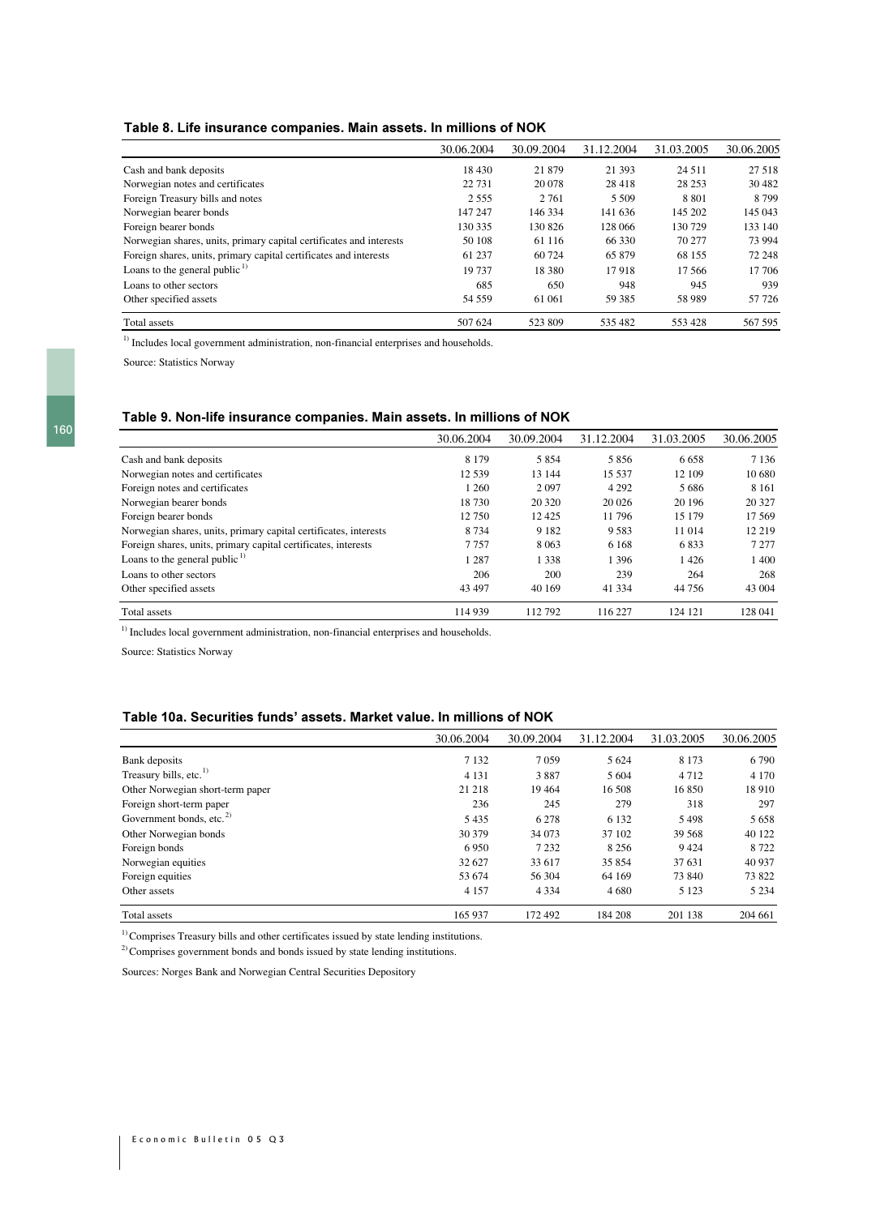### Table 8. Life insurance companies. Main assets. In millions of NOK

| | 30.06.2004 | 30.09.2004 | 31.12.2004 | 31.03.2005 | 30.06.2005 |
|---|---|---|---|---|---|
| Cash and bank deposits | 18 430 | 21 879 | 21 393 | 24 511 | 27 518 |
| Norwegian notes and certificates | 22 731 | 20 078 | 28 418 | 28 253 | 30 482 |
| Foreign Treasury bills and notes | 2 555 | 2 761 | 5 509 | 8 801 | 8 799 |
| Norwegian bearer bonds | 147 247 | 146 334 | 141 636 | 145 202 | 145 043 |
| Foreign bearer bonds | 130 335 | 130 826 | 128 066 | 130 729 | 133 140 |
| Norwegian shares, units, primary capital certificates and interests | 50 108 | 61 116 | 66 330 | 70 277 | 73 994 |
| Foreign shares, units, primary capital certificates and interests | 61 237 | 60 724 | 65 879 | 68 155 | 72 248 |
| Loans to the general public [1] | 19 737 | 18 380 | 17 918 | 17 566 | 17 706 |
| Loans to other sectors | 685 | 650 | 948 | 945 | 939 |
| Other specified assets | 54 559 | 61 061 | 59 385 | 58 989 | 57 726 |
| Total assets | 507 624 | 523 809 | 535 482 | 553 428 | 567 595 |

[1] Includes local government administration, non-financial enterprises and households.

Source: Statistics Norway

### Table 9. Non-life insurance companies. Main assets. In millions of NOK

| | 30.06.2004 | 30.09.2004 | 31.12.2004 | 31.03.2005 | 30.06.2005 |
|---|---|---|---|---|---|
| Cash and bank deposits | 8 179 | 5 854 | 5 856 | 6 658 | 7 136 |
| Norwegian notes and certificates | 12 539 | 13 144 | 15 537 | 12 109 | 10 680 |
| Foreign notes and certificates | 1 260 | 2 097 | 4 292 | 5 686 | 8 161 |
| Norwegian bearer bonds | 18 730 | 20 320 | 20 026 | 20 196 | 20 327 |
| Foreign bearer bonds | 12 750 | 12 425 | 11 796 | 15 179 | 17 569 |
| Norwegian shares, units, primary capital certificates, interests | 8 734 | 9 182 | 9 583 | 11 014 | 12 219 |
| Foreign shares, units, primary capital certificates, interests | 7 757 | 8 063 | 6 168 | 6 833 | 7 277 |
| Loans to the general public [1] | 1 287 | 1 338 | 1 396 | 1 426 | 1 400 |
| Loans to other sectors | 206 | 200 | 239 | 264 | 268 |
| Other specified assets | 43 497 | 40 169 | 41 334 | 44 756 | 43 004 |
| Total assets | 114 939 | 112 792 | 116 227 | 124 121 | 128 041 |

[1] Includes local government administration, non-financial enterprises and households.

Source: Statistics Norway

### Table 10a. Securities funds' assets. Market value. In millions of NOK

| | 30.06.2004 | 30.09.2004 | 31.12.2004 | 31.03.2005 | 30.06.2005 |
|---|---|---|---|---|---|
| Bank deposits | 7 132 | 7 059 | 5 624 | 8 173 | 6 790 |
| Treasury bills, etc. [1] | 4 131 | 3 887 | 5 604 | 4 712 | 4 170 |
| Other Norwegian short-term paper | 21 218 | 19 464 | 16 508 | 16 850 | 18 910 |
| Foreign short-term paper | 236 | 245 | 279 | 318 | 297 |
| Government bonds, etc. [2] | 5 435 | 6 278 | 6 132 | 5 498 | 5 658 |
| Other Norwegian bonds | 30 379 | 34 073 | 37 102 | 39 568 | 40 122 |
| Foreign bonds | 6 950 | 7 232 | 8 256 | 9 424 | 8 722 |
| Norwegian equities | 32 627 | 33 617 | 35 854 | 37 631 | 40 937 |
| Foreign equities | 53 674 | 56 304 | 64 169 | 73 840 | 73 822 |
| Other assets | 4 157 | 4 334 | 4 680 | 5 123 | 5 234 |
| Total assets | 165 937 | 172 492 | 184 208 | 201 138 | 204 661 |

[1] Comprises Treasury bills and other certificates issued by state lending institutions.

[2] Comprises government bonds and bonds issued by state lending institutions.

Sources: Norges Bank and Norwegian Central Securities Depository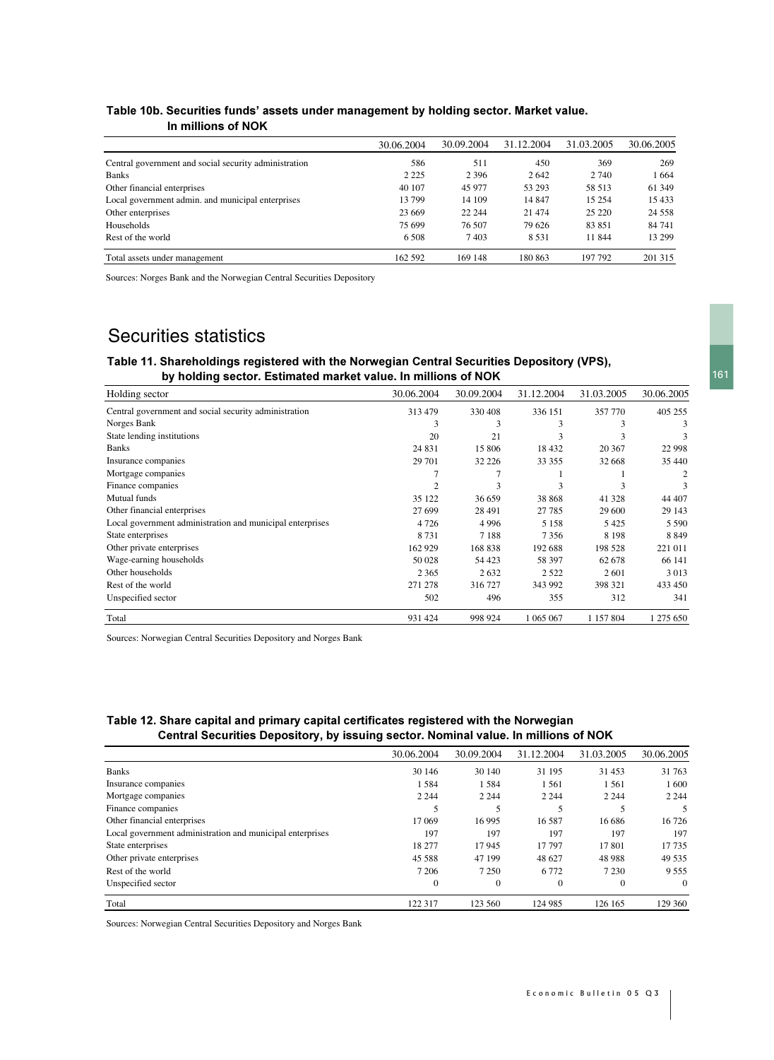### Table 10b. Securities funds' assets under management by holding sector. Market value. In millions of NOK

| | 30.06.2004 | 30.09.2004 | 31.12.2004 | 31.03.2005 | 30.06.2005 |
|---|---|---|---|---|---|
| Central government and social security administration | 586 | 511 | 450 | 369 | 269 |
| Banks | 2 225 | 2 396 | 2 642 | 2 740 | 1 664 |
| Other financial enterprises | 40 107 | 45 977 | 53 293 | 58 513 | 61 349 |
| Local government admin. and municipal enterprises | 13 799 | 14 109 | 14 847 | 15 254 | 15 433 |
| Other enterprises | 23 669 | 22 244 | 21 474 | 25 220 | 24 558 |
| Households | 75 699 | 76 507 | 79 626 | 83 851 | 84 741 |
| Rest of the world | 6 508 | 7 403 | 8 531 | 11 844 | 13 299 |
| Total assets under management | 162 592 | 169 148 | 180 863 | 197 792 | 201 315 |

Sources: Norges Bank and the Norwegian Central Securities Depository

# Securities statistics

### Table 11. Shareholdings registered with the Norwegian Central Securities Depository (VPS), by holding sector. Estimated market value. In millions of NOK

| Holding sector | 30.06.2004 | 30.09.2004 | 31.12.2004 | 31.03.2005 | 30.06.2005 |
|---|---|---|---|---|---|
| Central government and social security administration | 313 479 | 330 408 | 336 151 | 357 770 | 405 255 |
| Norges Bank | 3 | 3 | 3 | 3 | 3 |
| State lending institutions | 20 | 21 | 3 | 3 | 3 |
| Banks | 24 831 | 15 806 | 18 432 | 20 367 | 22 998 |
| Insurance companies | 29 701 | 32 226 | 33 355 | 32 668 | 35 440 |
| Mortgage companies | 7 | 7 | 1 | 1 | 2 |
| Finance companies | 2 | 3 | 3 | 3 | 3 |
| Mutual funds | 35 122 | 36 659 | 38 868 | 41 328 | 44 407 |
| Other financial enterprises | 27 699 | 28 491 | 27 785 | 29 600 | 29 143 |
| Local government administration and municipal enterprises | 4 726 | 4 996 | 5 158 | 5 425 | 5 590 |
| State enterprises | 8 731 | 7 188 | 7 356 | 8 198 | 8 849 |
| Other private enterprises | 162 929 | 168 838 | 192 688 | 198 528 | 221 011 |
| Wage-earning households | 50 028 | 54 423 | 58 397 | 62 678 | 66 141 |
| Other households | 2 365 | 2 632 | 2 522 | 2 601 | 3 013 |
| Rest of the world | 271 278 | 316 727 | 343 992 | 398 321 | 433 450 |
| Unspecified sector | 502 | 496 | 355 | 312 | 341 |
| Total | 931 424 | 998 924 | 1 065 067 | 1 157 804 | 1 275 650 |

Sources: Norwegian Central Securities Depository and Norges Bank

### Table 12. Share capital and primary capital certificates registered with the Norwegian Central Securities Depository, by issuing sector. Nominal value. In millions of NOK

| | 30.06.2004 | 30.09.2004 | 31.12.2004 | 31.03.2005 | 30.06.2005 |
|---|---|---|---|---|---|
| Banks | 30 146 | 30 140 | 31 195 | 31 453 | 31 763 |
| Insurance companies | 1 584 | 1 584 | 1 561 | 1 561 | 1 600 |
| Mortgage companies | 2 244 | 2 244 | 2 244 | 2 244 | 2 244 |
| Finance companies | 5 | 5 | 5 | 5 | 5 |
| Other financial enterprises | 17 069 | 16 995 | 16 587 | 16 686 | 16 726 |
| Local government administration and municipal enterprises | 197 | 197 | 197 | 197 | 197 |
| State enterprises | 18 277 | 17 945 | 17 797 | 17 801 | 17 735 |
| Other private enterprises | 45 588 | 47 199 | 48 627 | 48 988 | 49 535 |
| Rest of the world | 7 206 | 7 250 | 6 772 | 7 230 | 9 555 |
| Unspecified sector | 0 | 0 | 0 | 0 | 0 |
| Total | 122 317 | 123 560 | 124 985 | 126 165 | 129 360 |

Sources: Norwegian Central Securities Depository and Norges Bank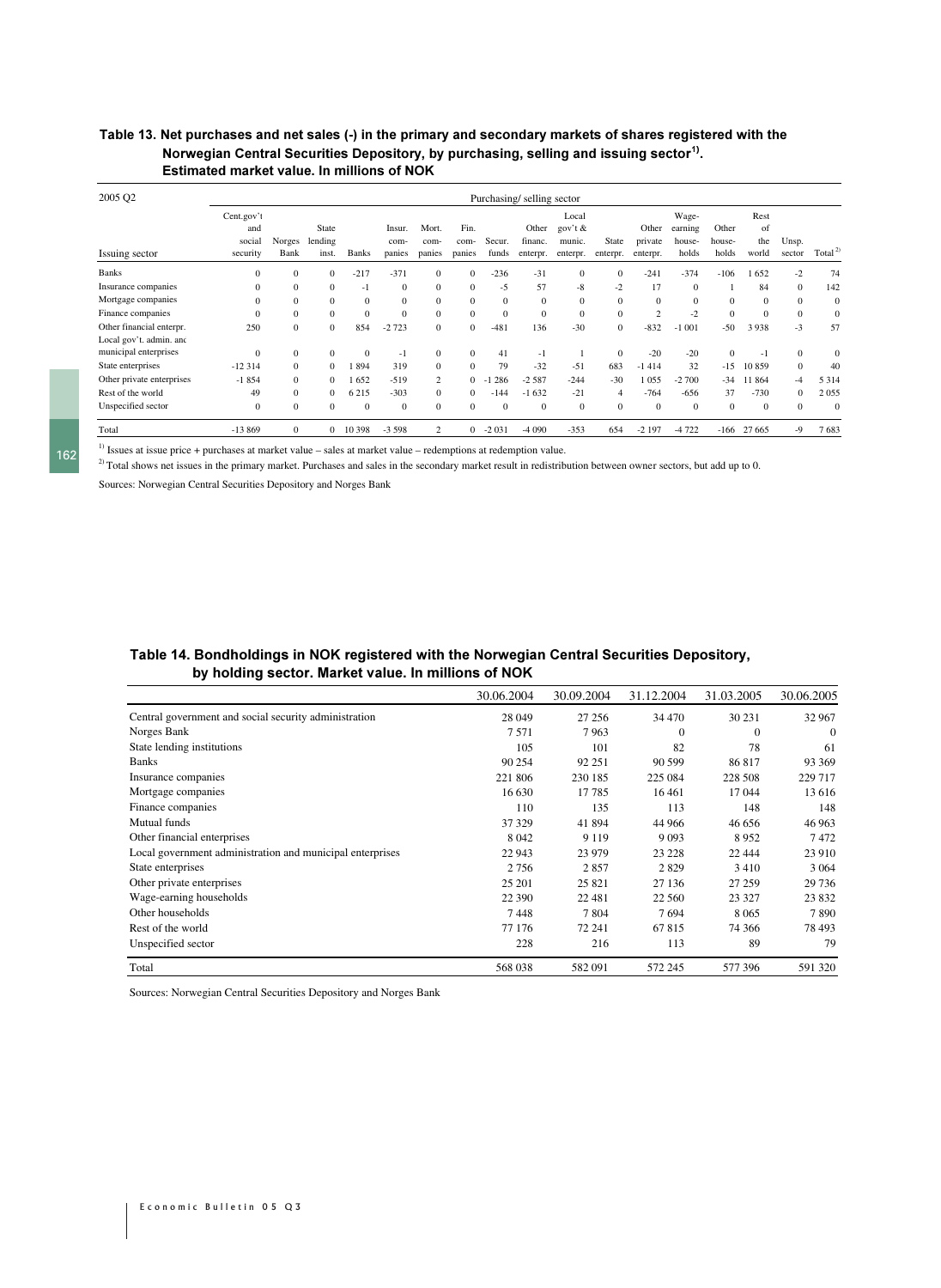**Table 13. Net purchases and net sales (-) in the primary and secondary markets of shares registered with the Norwegian Central Securities Depository, by purchasing, selling and issuing sector[1]. Estimated market value. In millions of NOK**

| 2005 Q2 | Purchasing/ selling sector | | | | | | | | | | | | | | | | | |
|---|---|---|---|---|---|---|---|---|---|---|---|---|---|---|---|---|---|---|
| Issuing sector | Cent.gov't and social security | Norges Bank | State lending inst. | Banks | Insur. companies | Mort. companies | Fin. companies | Secur. funds | Other financ. enterpr. | Local gov't & munic. enterpr. | State enterpr. | Other private enterpr. | Wage-earning households | Other households | Rest of the world | Unsp. sector | Total[2] |
| Banks | 0 | 0 | 0 | -217 | -371 | 0 | 0 | -236 | -31 | 0 | 0 | -241 | -374 | -106 | 1 652 | -2 | 74 |
| Insurance companies | 0 | 0 | 0 | -1 | 0 | 0 | 0 | -5 | 57 | -8 | -2 | 17 | 0 | 1 | 84 | 0 | 142 |
| Mortgage companies | 0 | 0 | 0 | 0 | 0 | 0 | 0 | 0 | 0 | 0 | 0 | 0 | 0 | 0 | 0 | 0 | 0 |
| Finance companies | 0 | 0 | 0 | 0 | 0 | 0 | 0 | 0 | 0 | 0 | 0 | 2 | -2 | 0 | 0 | 0 | 0 |
| Other financial enterpr. | 250 | 0 | 0 | 854 | -2 723 | 0 | 0 | -481 | 136 | -30 | 0 | -832 | -1 001 | -50 | 3 938 | -3 | 57 |
| Local gov't. admin. and municipal enterprises | 0 | 0 | 0 | 0 | -1 | 0 | 0 | 41 | -1 | 1 | 0 | -20 | -20 | 0 | -1 | 0 | 0 |
| State enterprises | -12 314 | 0 | 0 | 1 894 | 319 | 0 | 0 | 79 | -32 | -51 | 683 | -1 414 | 32 | -15 | 10 859 | 0 | 40 |
| Other private enterprises | -1 854 | 0 | 0 | 1 652 | -519 | 2 | 0 | -1 286 | -2 587 | -244 | -30 | 1 055 | -2 700 | -34 | 11 864 | -4 | 5 314 |
| Rest of the world | 49 | 0 | 0 | 6 215 | -303 | 0 | 0 | -144 | -1 632 | -21 | 4 | -764 | -656 | 37 | -730 | 0 | 2 055 |
| Unspecified sector | 0 | 0 | 0 | 0 | 0 | 0 | 0 | 0 | 0 | 0 | 0 | 0 | 0 | 0 | 0 | 0 | 0 |
| Total | -13 869 | 0 | 0 | 10 398 | -3 598 | 2 | 0 | -2 031 | -4 090 | -353 | 654 | -2 197 | -4 722 | -166 | 27 665 | -9 | 7 683 |

[1] Issues at issue price + purchases at market value – sales at market value – redemptions at redemption value.

[2] Total shows net issues in the primary market. Purchases and sales in the secondary market result in redistribution between owner sectors, but add up to 0.

Sources: Norwegian Central Securities Depository and Norges Bank

**Table 14. Bondholdings in NOK registered with the Norwegian Central Securities Depository, by holding sector. Market value. In millions of NOK**

| | 30.06.2004 | 30.09.2004 | 31.12.2004 | 31.03.2005 | 30.06.2005 |
|---|---|---|---|---|---|
| Central government and social security administration | 28 049 | 27 256 | 34 470 | 30 231 | 32 967 |
| Norges Bank | 7 571 | 7 963 | 0 | 0 | 0 |
| State lending institutions | 105 | 101 | 82 | 78 | 61 |
| Banks | 90 254 | 92 251 | 90 599 | 86 817 | 93 369 |
| Insurance companies | 221 806 | 230 185 | 225 084 | 228 508 | 229 717 |
| Mortgage companies | 16 630 | 17 785 | 16 461 | 17 044 | 13 616 |
| Finance companies | 110 | 135 | 113 | 148 | 148 |
| Mutual funds | 37 329 | 41 894 | 44 966 | 46 656 | 46 963 |
| Other financial enterprises | 8 042 | 9 119 | 9 093 | 8 952 | 7 472 |
| Local government administration and municipal enterprises | 22 943 | 23 979 | 23 228 | 22 444 | 23 910 |
| State enterprises | 2 756 | 2 857 | 2 829 | 3 410 | 3 064 |
| Other private enterprises | 25 201 | 25 821 | 27 136 | 27 259 | 29 736 |
| Wage-earning households | 22 390 | 22 481 | 22 560 | 23 327 | 23 832 |
| Other households | 7 448 | 7 804 | 7 694 | 8 065 | 7 890 |
| Rest of the world | 77 176 | 72 241 | 67 815 | 74 366 | 78 493 |
| Unspecified sector | 228 | 216 | 113 | 89 | 79 |
| Total | 568 038 | 582 091 | 572 245 | 577 396 | 591 320 |

Sources: Norwegian Central Securities Depository and Norges Bank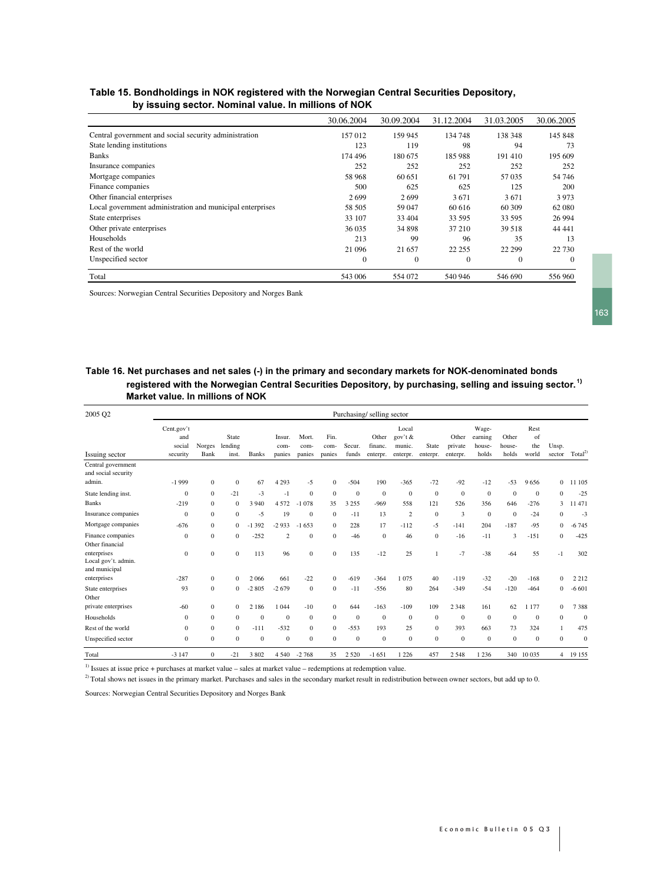## Table 15. Bondholdings in NOK registered with the Norwegian Central Securities Depository, by issuing sector. Nominal value. In millions of NOK

| | 30.06.2004 | 30.09.2004 | 31.12.2004 | 31.03.2005 | 30.06.2005 |
|---|---|---|---|---|---|
| Central government and social security administration | 157 012 | 159 945 | 134 748 | 138 348 | 145 848 |
| State lending institutions | 123 | 119 | 98 | 94 | 73 |
| Banks | 174 496 | 180 675 | 185 988 | 191 410 | 195 609 |
| Insurance companies | 252 | 252 | 252 | 252 | 252 |
| Mortgage companies | 58 968 | 60 651 | 61 791 | 57 035 | 54 746 |
| Finance companies | 500 | 625 | 625 | 125 | 200 |
| Other financial enterprises | 2 699 | 2 699 | 3 671 | 3 671 | 3 973 |
| Local government administration and municipal enterprises | 58 505 | 59 047 | 60 616 | 60 309 | 62 080 |
| State enterprises | 33 107 | 33 404 | 33 595 | 33 595 | 26 994 |
| Other private enterprises | 36 035 | 34 898 | 37 210 | 39 518 | 44 441 |
| Households | 213 | 99 | 96 | 35 | 13 |
| Rest of the world | 21 096 | 21 657 | 22 255 | 22 299 | 22 730 |
| Unspecified sector | 0 | 0 | 0 | 0 | 0 |
| Total | 543 006 | 554 072 | 540 946 | 546 690 | 556 960 |

Sources: Norwegian Central Securities Depository and Norges Bank

## Table 16. Net purchases and net sales (-) in the primary and secondary markets for NOK-denominated bonds registered with the Norwegian Central Securities Depository, by purchasing, selling and issuing sector.[1] Market value. In millions of NOK

| 2005 Q2 | Purchasing/ selling sector | | | | | | | | | | | | | | | | | |
|---|---|---|---|---|---|---|---|---|---|---|---|---|---|---|---|---|---|---|
| Issuing sector | Cent.gov't and social security | Norges Bank | State lending inst. | Banks | Insur. com-panies | Mort. com-panies | Fin. com-panies | Secur. funds | Other financ. enterpr. | Local gov't & munic. enterpr. | State enterpr. | Other private enterpr. | Wage-earning house-holds | Other house-holds | Rest of the world | Unsp. sector | Total[2] |
| Central government and social security admin. | -1 999 | 0 | 0 | 67 | 4 293 | -5 | 0 | -504 | 190 | -365 | -72 | -92 | -12 | -53 | 9 656 | 0 | 11 105 |
| State lending inst. | 0 | 0 | -21 | -3 | -1 | 0 | 0 | 0 | 0 | 0 | 0 | 0 | 0 | 0 | 0 | 0 | -25 |
| Banks | -219 | 0 | 0 | 3 940 | 4 572 | -1 078 | 35 | 3 255 | -969 | 558 | 121 | 526 | 356 | 646 | -276 | 3 | 11 471 |
| Insurance companies | 0 | 0 | 0 | -5 | 19 | 0 | 0 | -11 | 13 | 2 | 0 | 3 | 0 | 0 | -24 | 0 | -3 |
| Mortgage companies | -676 | 0 | 0 | -1 392 | -2 933 | -1 653 | 0 | 228 | 17 | -112 | -5 | -141 | 204 | -187 | -95 | 0 | -6 745 |
| Finance companies | 0 | 0 | 0 | -252 | 2 | 0 | 0 | -46 | 0 | 46 | 0 | -16 | -11 | 3 | -151 | 0 | -425 |
| Other financial enterprises | 0 | 0 | 0 | 113 | 96 | 0 | 0 | 135 | -12 | 25 | 1 | -7 | -38 | -64 | 55 | -1 | 302 |
| Local gov't. admin. and municipal enterprises | -287 | 0 | 0 | 2 066 | 661 | -22 | 0 | -619 | -364 | 1 075 | 40 | -119 | -32 | -20 | -168 | 0 | 2 212 |
| State enterprises | 93 | 0 | 0 | -2 805 | -2 679 | 0 | 0 | -11 | -556 | 80 | 264 | -349 | -54 | -120 | -464 | 0 | -6 601 |
| Other private enterprises | -60 | 0 | 0 | 2 186 | 1 044 | -10 | 0 | 644 | -163 | -109 | 109 | 2 348 | 161 | 62 | 1 177 | 0 | 7 388 |
| Households | 0 | 0 | 0 | 0 | 0 | 0 | 0 | 0 | 0 | 0 | 0 | 0 | 0 | 0 | 0 | 0 | 0 |
| Rest of the world | 0 | 0 | 0 | -111 | -532 | 0 | 0 | -553 | 193 | 25 | 0 | 393 | 663 | 73 | 324 | 1 | 475 |
| Unspecified sector | 0 | 0 | 0 | 0 | 0 | 0 | 0 | 0 | 0 | 0 | 0 | 0 | 0 | 0 | 0 | 0 | 0 |
| Total | -3 147 | 0 | -21 | 3 802 | 4 540 | -2 768 | 35 | 2 520 | -1 651 | 1 226 | 457 | 2 548 | 1 236 | 340 | 10 035 | 4 | 19 155 |

[1] Issues at issue price + purchases at market value – sales at market value – redemptions at redemption value.

[2] Total shows net issues in the primary market. Purchases and sales in the secondary market result in redistribution between owner sectors, but add up to 0.

Sources: Norwegian Central Securities Depository and Norges Bank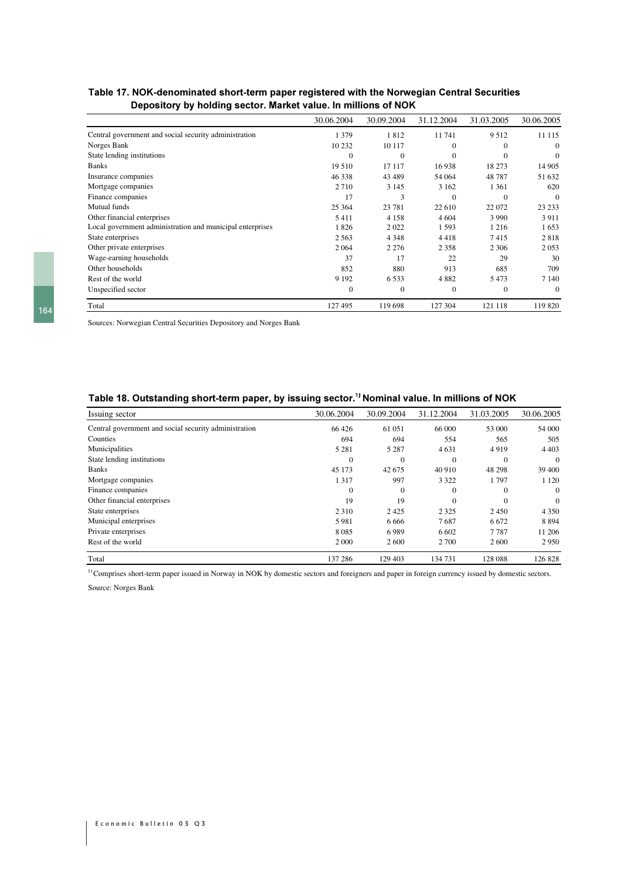### Table 17. NOK-denominated short-term paper registered with the Norwegian Central Securities Depository by holding sector. Market value. In millions of NOK

| | 30.06.2004 | 30.09.2004 | 31.12.2004 | 31.03.2005 | 30.06.2005 |
|---|---|---|---|---|---|
| Central government and social security administration | 1 379 | 1 812 | 11 741 | 9 512 | 11 115 |
| Norges Bank | 10 232 | 10 117 | 0 | 0 | 0 |
| State lending institutions | 0 | 0 | 0 | 0 | 0 |
| Banks | 19 510 | 17 117 | 16 938 | 18 273 | 14 905 |
| Insurance companies | 46 338 | 43 489 | 54 064 | 48 787 | 51 632 |
| Mortgage companies | 2 710 | 3 145 | 3 162 | 1 361 | 620 |
| Finance companies | 17 | 3 | 0 | 0 | 0 |
| Mutual funds | 25 364 | 23 781 | 22 610 | 22 072 | 23 233 |
| Other financial enterprises | 5 411 | 4 158 | 4 604 | 3 990 | 3 911 |
| Local government administration and municipal enterprises | 1 826 | 2 022 | 1 593 | 1 216 | 1 653 |
| State enterprises | 2 563 | 4 348 | 4 418 | 7 415 | 2 818 |
| Other private enterprises | 2 064 | 2 276 | 2 358 | 2 306 | 2 053 |
| Wage-earning households | 37 | 17 | 22 | 29 | 30 |
| Other households | 852 | 880 | 913 | 685 | 709 |
| Rest of the world | 9 192 | 6 533 | 4 882 | 5 473 | 7 140 |
| Unspecified sector | 0 | 0 | 0 | 0 | 0 |
| Total | 127 495 | 119 698 | 127 304 | 121 118 | 119 820 |

Sources: Norwegian Central Securities Depository and Norges Bank

### Table 18. Outstanding short-term paper, by issuing sector.[1] Nominal value. In millions of NOK

| Issuing sector | 30.06.2004 | 30.09.2004 | 31.12.2004 | 31.03.2005 | 30.06.2005 |
|---|---|---|---|---|---|
| Central government and social security administration | 66 426 | 61 051 | 66 000 | 53 000 | 54 000 |
| Counties | 694 | 694 | 554 | 565 | 505 |
| Municipalities | 5 281 | 5 287 | 4 631 | 4 919 | 4 403 |
| State lending institutions | 0 | 0 | 0 | 0 | 0 |
| Banks | 45 173 | 42 675 | 40 910 | 48 298 | 39 400 |
| Mortgage companies | 1 317 | 997 | 3 322 | 1 797 | 1 120 |
| Finance companies | 0 | 0 | 0 | 0 | 0 |
| Other financial enterprises | 19 | 19 | 0 | 0 | 0 |
| State enterprises | 2 310 | 2 425 | 2 325 | 2 450 | 4 350 |
| Municipal enterprises | 5 981 | 6 666 | 7 687 | 6 672 | 8 894 |
| Private enterprises | 8 085 | 6 989 | 6 602 | 7 787 | 11 206 |
| Rest of the world | 2 000 | 2 600 | 2 700 | 2 600 | 2 950 |
| Total | 137 286 | 129 403 | 134 731 | 128 088 | 126 828 |

[1] Comprises short-term paper issued in Norway in NOK by domestic sectors and foreigners and paper in foreign currency issued by domestic sectors.

Source: Norges Bank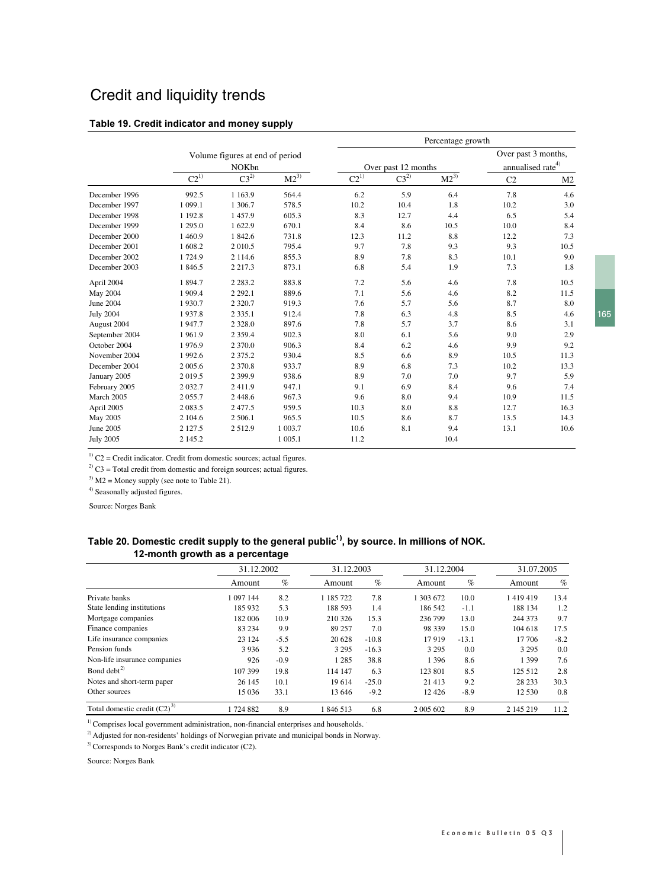# Credit and liquidity trends

### Table 19. Credit indicator and money supply

| | Volume figures at end of period NOKbn | | | Percentage growth | | | | |
|---|---|---|---|---|---|---|---|---|
| | | | | Over past 12 months | | | Over past 3 months, annualised rate[4] | |
| | C2[1] | C3[2] | M2[3] | C2[1] | C3[2] | M2[3] | C2 | M2 |
| December 1996 | 992.5 | 1 163.9 | 564.4 | 6.2 | 5.9 | 6.4 | 7.8 | 4.6 |
| December 1997 | 1 099.1 | 1 306.7 | 578.5 | 10.2 | 10.4 | 1.8 | 10.2 | 3.0 |
| December 1998 | 1 192.8 | 1 457.9 | 605.3 | 8.3 | 12.7 | 4.4 | 6.5 | 5.4 |
| December 1999 | 1 295.0 | 1 622.9 | 670.1 | 8.4 | 8.6 | 10.5 | 10.0 | 8.4 |
| December 2000 | 1 460.9 | 1 842.6 | 731.8 | 12.3 | 11.2 | 8.8 | 12.2 | 7.3 |
| December 2001 | 1 608.2 | 2 010.5 | 795.4 | 9.7 | 7.8 | 9.3 | 9.3 | 10.5 |
| December 2002 | 1 724.9 | 2 114.6 | 855.3 | 8.9 | 7.8 | 8.3 | 10.1 | 9.0 |
| December 2003 | 1 846.5 | 2 217.3 | 873.1 | 6.8 | 5.4 | 1.9 | 7.3 | 1.8 |
| April 2004 | 1 894.7 | 2 283.2 | 883.8 | 7.2 | 5.6 | 4.6 | 7.8 | 10.5 |
| May 2004 | 1 909.4 | 2 292.1 | 889.6 | 7.1 | 5.6 | 4.6 | 8.2 | 11.5 |
| June 2004 | 1 930.7 | 2 320.7 | 919.3 | 7.6 | 5.7 | 5.6 | 8.7 | 8.0 |
| July 2004 | 1 937.8 | 2 335.1 | 912.4 | 7.8 | 6.3 | 4.8 | 8.5 | 4.6 |
| August 2004 | 1 947.7 | 2 328.0 | 897.6 | 7.8 | 5.7 | 3.7 | 8.6 | 3.1 |
| September 2004 | 1 961.9 | 2 359.4 | 902.3 | 8.0 | 6.1 | 5.6 | 9.0 | 2.9 |
| October 2004 | 1 976.9 | 2 370.0 | 906.3 | 8.4 | 6.2 | 4.6 | 9.9 | 9.2 |
| November 2004 | 1 992.6 | 2 375.2 | 930.4 | 8.5 | 6.6 | 8.9 | 10.5 | 11.3 |
| December 2004 | 2 005.6 | 2 370.8 | 933.7 | 8.9 | 6.8 | 7.3 | 10.2 | 13.3 |
| January 2005 | 2 019.5 | 2 399.9 | 938.6 | 8.9 | 7.0 | 7.0 | 9.7 | 5.9 |
| February 2005 | 2 032.7 | 2 411.9 | 947.1 | 9.1 | 6.9 | 8.4 | 9.6 | 7.4 |
| March 2005 | 2 055.7 | 2 448.6 | 967.3 | 9.6 | 8.0 | 9.4 | 10.9 | 11.5 |
| April 2005 | 2 083.5 | 2 477.5 | 959.5 | 10.3 | 8.0 | 8.8 | 12.7 | 16.3 |
| May 2005 | 2 104.6 | 2 506.1 | 965.5 | 10.5 | 8.6 | 8.7 | 13.5 | 14.3 |
| June 2005 | 2 127.5 | 2 512.9 | 1 003.7 | 10.6 | 8.1 | 9.4 | 13.1 | 10.6 |
| July 2005 | 2 145.2 | | 1 005.1 | 11.2 | | 10.4 | | |

[1] C2 = Credit indicator. Credit from domestic sources; actual figures.

[2] C3 = Total credit from domestic and foreign sources; actual figures.

[3] M2 = Money supply (see note to Table 21).

[4] Seasonally adjusted figures.

Source: Norges Bank

### Table 20. Domestic credit supply to the general public[1], by source. In millions of NOK. 12-month growth as a percentage

| | 31.12.2002 | | 31.12.2003 | | 31.12.2004 | | 31.07.2005 | |
|---|---|---|---|---|---|---|---|---|
| | Amount | % | Amount | % | Amount | % | Amount | % |
| Private banks | 1 097 144 | 8.2 | 1 185 722 | 7.8 | 1 303 672 | 10.0 | 1 419 419 | 13.4 |
| State lending institutions | 185 932 | 5.3 | 188 593 | 1.4 | 186 542 | -1.1 | 188 134 | 1.2 |
| Mortgage companies | 182 006 | 10.9 | 210 326 | 15.3 | 236 799 | 13.0 | 244 373 | 9.7 |
| Finance companies | 83 234 | 9.9 | 89 257 | 7.0 | 98 339 | 15.0 | 104 618 | 17.5 |
| Life insurance companies | 23 124 | -5.5 | 20 628 | -10.8 | 17 919 | -13.1 | 17 706 | -8.2 |
| Pension funds | 3 936 | 5.2 | 3 295 | -16.3 | 3 295 | 0.0 | 3 295 | 0.0 |
| Non-life insurance companies | 926 | -0.9 | 1 285 | 38.8 | 1 396 | 8.6 | 1 399 | 7.6 |
| Bond debt[2] | 107 399 | 19.8 | 114 147 | 6.3 | 123 801 | 8.5 | 125 512 | 2.8 |
| Notes and short-term paper | 26 145 | 10.1 | 19 614 | -25.0 | 21 413 | 9.2 | 28 233 | 30.3 |
| Other sources | 15 036 | 33.1 | 13 646 | -9.2 | 12 426 | -8.9 | 12 530 | 0.8 |
| Total domestic credit (C2)[3] | 1 724 882 | 8.9 | 1 846 513 | 6.8 | 2 005 602 | 8.9 | 2 145 219 | 11.2 |

[1] Comprises local government administration, non-financial enterprises and households.

[2] Adjusted for non-residents' holdings of Norwegian private and municipal bonds in Norway.

[3] Corresponds to Norges Bank's credit indicator (C2).

Source: Norges Bank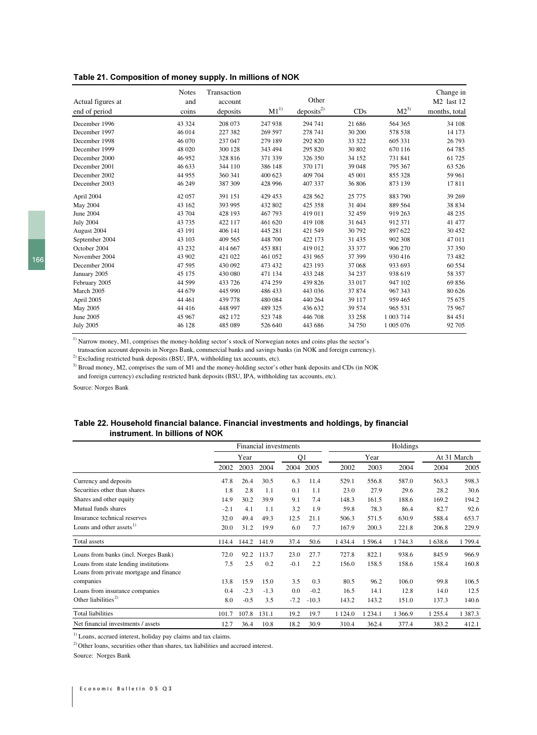**Table 21. Composition of money supply. In millions of NOK**

| Actual figures at end of period | Notes and coins | Transaction account deposits | M1[1] | Other deposits[2] | CDs | M2[3] | Change in M2 last 12 months, total |
|---|---|---|---|---|---|---|---|
| December 1996 | 43 324 | 208 073 | 247 938 | 294 741 | 21 686 | 564 365 | 34 108 |
| December 1997 | 46 014 | 227 382 | 269 597 | 278 741 | 30 200 | 578 538 | 14 173 |
| December 1998 | 46 070 | 237 047 | 279 189 | 292 820 | 33 322 | 605 331 | 26 793 |
| December 1999 | 48 020 | 300 128 | 343 494 | 295 820 | 30 802 | 670 116 | 64 785 |
| December 2000 | 46 952 | 328 816 | 371 339 | 326 350 | 34 152 | 731 841 | 61 725 |
| December 2001 | 46 633 | 344 110 | 386 148 | 370 171 | 39 048 | 795 367 | 63 526 |
| December 2002 | 44 955 | 360 341 | 400 623 | 409 704 | 45 001 | 855 328 | 59 961 |
| December 2003 | 46 249 | 387 309 | 428 996 | 407 337 | 36 806 | 873 139 | 17 811 |
| April 2004 | 42 057 | 391 151 | 429 453 | 428 562 | 25 775 | 883 790 | 39 269 |
| May 2004 | 43 162 | 393 995 | 432 802 | 425 358 | 31 404 | 889 564 | 38 834 |
| June 2004 | 43 704 | 428 193 | 467 793 | 419 011 | 32 459 | 919 263 | 48 235 |
| July 2004 | 43 735 | 422 117 | 461 620 | 419 108 | 31 643 | 912 371 | 41 477 |
| August 2004 | 43 191 | 406 141 | 445 281 | 421 549 | 30 792 | 897 622 | 30 452 |
| September 2004 | 43 103 | 409 565 | 448 700 | 422 173 | 31 435 | 902 308 | 47 011 |
| October 2004 | 43 232 | 414 667 | 453 881 | 419 012 | 33 377 | 906 270 | 37 350 |
| November 2004 | 43 902 | 421 022 | 461 052 | 431 965 | 37 399 | 930 416 | 73 482 |
| December 2004 | 47 595 | 430 092 | 473 432 | 423 193 | 37 068 | 933 693 | 60 554 |
| January 2005 | 45 175 | 430 080 | 471 134 | 433 248 | 34 237 | 938 619 | 58 357 |
| February 2005 | 44 599 | 433 726 | 474 259 | 439 826 | 33 017 | 947 102 | 69 856 |
| March 2005 | 44 679 | 445 990 | 486 433 | 443 036 | 37 874 | 967 343 | 80 626 |
| April 2005 | 44 461 | 439 778 | 480 084 | 440 264 | 39 117 | 959 465 | 75 675 |
| May 2005 | 44 416 | 448 997 | 489 325 | 436 632 | 39 574 | 965 531 | 75 967 |
| June 2005 | 45 967 | 482 172 | 523 748 | 446 708 | 33 258 | 1 003 714 | 84 451 |
| July 2005 | 46 128 | 485 089 | 526 640 | 443 686 | 34 750 | 1 005 076 | 92 705 |

[1] Narrow money, M1, comprises the money-holding sector's stock of Norwegian notes and coins plus the sector's transaction account deposits in Norges Bank, commercial banks and savings banks (in NOK and foreign currency).

[2] Excluding restricted bank deposits (BSU, IPA, withholding tax accounts, etc).

[3] Broad money, M2, comprises the sum of M1 and the money-holding sector's other bank deposits and CDs (in NOK and foreign currency) excluding restricted bank deposits (BSU, IPA, withholding tax accounts, etc).

Source: Norges Bank

**Table 22. Household financial balance. Financial investments and holdings, by financial instrument. In billions of NOK**

| | Financial investments | | | | | Holdings | | | | |
|---|---|---|---|---|---|---|---|---|---|---|
| | Year | | | Q1 | | Year | | | At 31 March | |
| | 2002 | 2003 | 2004 | 2004 | 2005 | 2002 | 2003 | 2004 | 2004 | 2005 |
| Currency and deposits | 47.8 | 26.4 | 30.5 | 6.3 | 11.4 | 529.1 | 556.8 | 587.0 | 563.3 | 598.3 |
| Securities other than shares | 1.8 | 2.8 | 1.1 | 0.1 | 1.1 | 23.0 | 27.9 | 29.6 | 28.2 | 30.6 |
| Shares and other equity | 14.9 | 30.2 | 39.9 | 9.1 | 7.4 | 148.3 | 161.5 | 188.6 | 169.2 | 194.2 |
| Mutual funds shares | -2.1 | 4.1 | 1.1 | 3.2 | 1.9 | 59.8 | 78.3 | 86.4 | 82.7 | 92.6 |
| Insurance technical reserves | 32.0 | 49.4 | 49.3 | 12.5 | 21.1 | 506.3 | 571.5 | 630.9 | 588.4 | 653.7 |
| Loans and other assets[1] | 20.0 | 31.2 | 19.9 | 6.0 | 7.7 | 167.9 | 200.3 | 221.8 | 206.8 | 229.9 |
| Total assets | 114.4 | 144.2 | 141.9 | 37.4 | 50.6 | 1 434.4 | 1 596.4 | 1 744.3 | 1 638.6 | 1 799.4 |
| Loans from banks (incl. Norges Bank) | 72.0 | 92.2 | 113.7 | 23.0 | 27.7 | 727.8 | 822.1 | 938.6 | 845.9 | 966.9 |
| Loans from state lending institutions | 7.5 | 2.5 | 0.2 | -0.1 | 2.2 | 156.0 | 158.5 | 158.6 | 158.4 | 160.8 |
| Loans from private mortgage and finance companies | 13.8 | 15.9 | 15.0 | 3.5 | 0.3 | 80.5 | 96.2 | 106.0 | 99.8 | 106.5 |
| Loans from insurance companies | 0.4 | -2.3 | -1.3 | 0.0 | -0.2 | 16.5 | 14.1 | 12.8 | 14.0 | 12.5 |
| Other liabilities[2] | 8.0 | -0.5 | 3.5 | -7.2 | -10.3 | 143.2 | 143.2 | 151.0 | 137.3 | 140.6 |
| Total liabilities | 101.7 | 107.8 | 131.1 | 19.2 | 19.7 | 1 124.0 | 1 234.1 | 1 366.9 | 1 255.4 | 1 387.3 |
| Net financial investments / assets | 12.7 | 36.4 | 10.8 | 18.2 | 30.9 | 310.4 | 362.4 | 377.4 | 383.2 | 412.1 |

[1] Loans, accrued interest, holiday pay claims and tax claims.

[2] Other loans, securities other than shares, tax liabilities and accrued interest.

Source: Norges Bank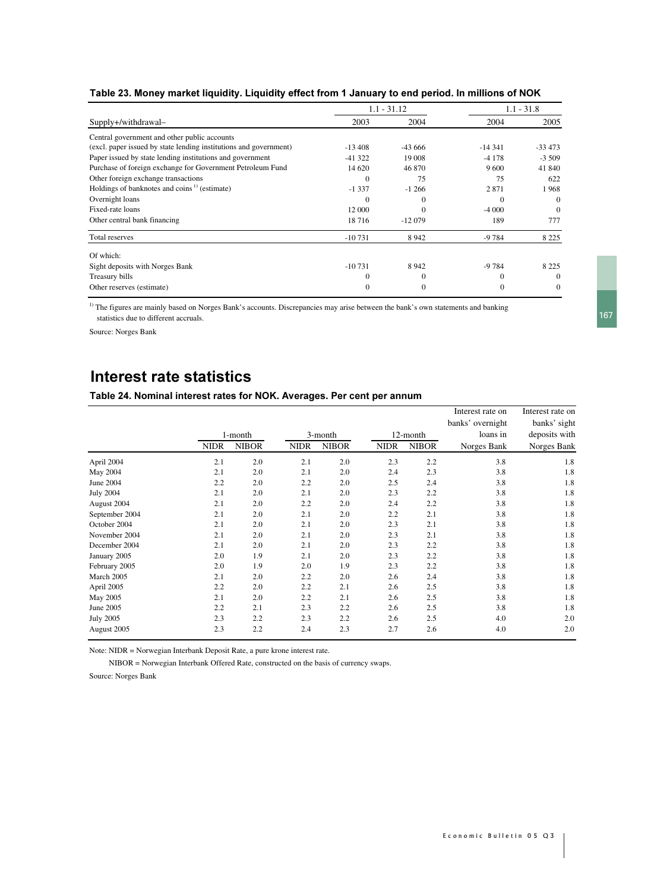## Table 23. Money market liquidity. Liquidity effect from 1 January to end period. In millions of NOK

| Supply+/withdrawal– | 1.1 - 31.12 | | 1.1 - 31.8 | |
|---|---|---|---|---|
| | 2003 | 2004 | 2004 | 2005 |
| Central government and other public accounts (excl. paper issued by state lending institutions and government) | -13 408 | -43 666 | -14 341 | -33 473 |
| Paper issued by state lending institutions and government | -41 322 | 19 008 | -4 178 | -3 509 |
| Purchase of foreign exchange for Government Petroleum Fund | 14 620 | 46 870 | 9 600 | 41 840 |
| Other foreign exchange transactions | 0 | 75 | 75 | 622 |
| Holdings of banknotes and coins [1] (estimate) | -1 337 | -1 266 | 2 871 | 1 968 |
| Overnight loans | 0 | 0 | 0 | 0 |
| Fixed-rate loans | 12 000 | 0 | -4 000 | 0 |
| Other central bank financing | 18 716 | -12 079 | 189 | 777 |
| Total reserves | -10 731 | 8 942 | -9 784 | 8 225 |
| Of which: | | | | |
| Sight deposits with Norges Bank | -10 731 | 8 942 | -9 784 | 8 225 |
| Treasury bills | 0 | 0 | 0 | 0 |
| Other reserves (estimate) | 0 | 0 | 0 | 0 |

[1] The figures are mainly based on Norges Bank's accounts. Discrepancies may arise between the bank's own statements and banking statistics due to different accruals.

Source: Norges Bank

# Interest rate statistics

## Table 24. Nominal interest rates for NOK. Averages. Per cent per annum

| | 1-month | | 3-month | | 12-month | | Interest rate on banks' overnight loans in | Interest rate on banks' sight deposits with |
|---|---|---|---|---|---|---|---|---|
| | NIDR | NIBOR | NIDR | NIBOR | NIDR | NIBOR | Norges Bank | Norges Bank |
| April 2004 | 2.1 | 2.0 | 2.1 | 2.0 | 2.3 | 2.2 | 3.8 | 1.8 |
| May 2004 | 2.1 | 2.0 | 2.1 | 2.0 | 2.4 | 2.3 | 3.8 | 1.8 |
| June 2004 | 2.2 | 2.0 | 2.2 | 2.0 | 2.5 | 2.4 | 3.8 | 1.8 |
| July 2004 | 2.1 | 2.0 | 2.1 | 2.0 | 2.3 | 2.2 | 3.8 | 1.8 |
| August 2004 | 2.1 | 2.0 | 2.2 | 2.0 | 2.4 | 2.2 | 3.8 | 1.8 |
| September 2004 | 2.1 | 2.0 | 2.1 | 2.0 | 2.2 | 2.1 | 3.8 | 1.8 |
| October 2004 | 2.1 | 2.0 | 2.1 | 2.0 | 2.3 | 2.1 | 3.8 | 1.8 |
| November 2004 | 2.1 | 2.0 | 2.1 | 2.0 | 2.3 | 2.1 | 3.8 | 1.8 |
| December 2004 | 2.1 | 2.0 | 2.1 | 2.0 | 2.3 | 2.2 | 3.8 | 1.8 |
| January 2005 | 2.0 | 1.9 | 2.1 | 2.0 | 2.3 | 2.2 | 3.8 | 1.8 |
| February 2005 | 2.0 | 1.9 | 2.0 | 1.9 | 2.3 | 2.2 | 3.8 | 1.8 |
| March 2005 | 2.1 | 2.0 | 2.2 | 2.0 | 2.6 | 2.4 | 3.8 | 1.8 |
| April 2005 | 2.2 | 2.0 | 2.2 | 2.1 | 2.6 | 2.5 | 3.8 | 1.8 |
| May 2005 | 2.1 | 2.0 | 2.2 | 2.1 | 2.6 | 2.5 | 3.8 | 1.8 |
| June 2005 | 2.2 | 2.1 | 2.3 | 2.2 | 2.6 | 2.5 | 3.8 | 1.8 |
| July 2005 | 2.3 | 2.2 | 2.3 | 2.2 | 2.6 | 2.5 | 4.0 | 2.0 |
| August 2005 | 2.3 | 2.2 | 2.4 | 2.3 | 2.7 | 2.6 | 4.0 | 2.0 |

Note: NIDR = Norwegian Interbank Deposit Rate, a pure krone interest rate.

NIBOR = Norwegian Interbank Offered Rate, constructed on the basis of currency swaps.

Source: Norges Bank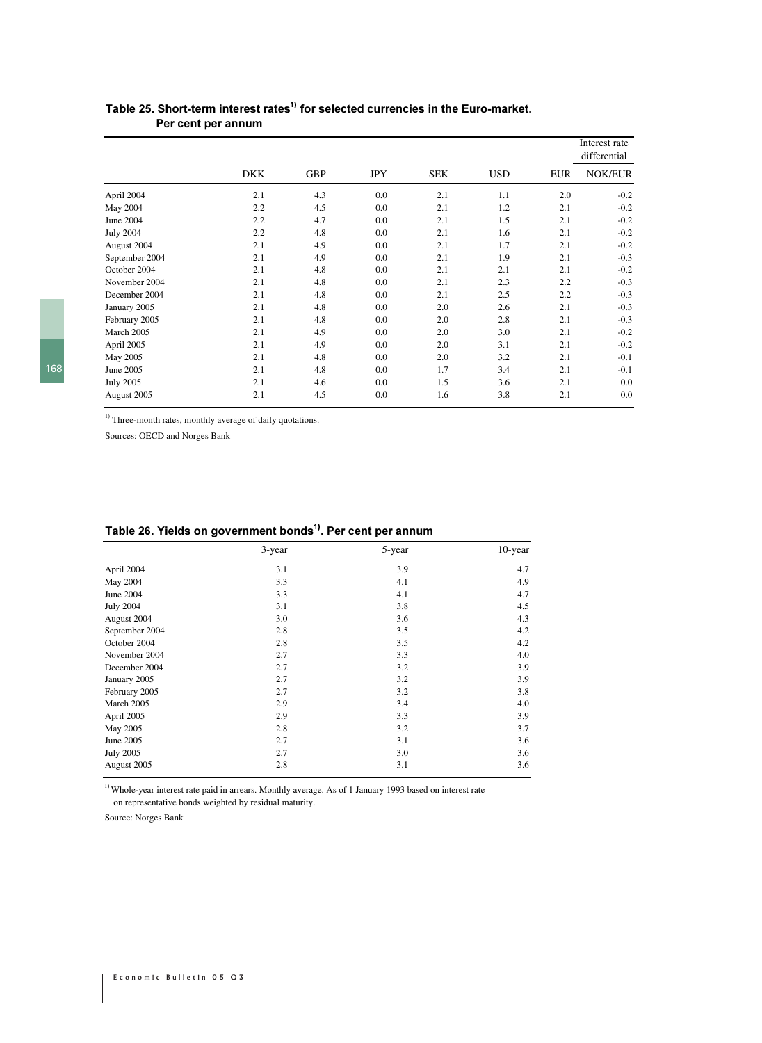## Table 25. Short-term interest rates[1)] for selected currencies in the Euro-market. Per cent per annum

| | DKK | GBP | JPY | SEK | USD | EUR | Interest rate differential NOK/EUR |
|---|---|---|---|---|---|---|---|
| April 2004 | 2.1 | 4.3 | 0.0 | 2.1 | 1.1 | 2.0 | -0.2 |
| May 2004 | 2.2 | 4.5 | 0.0 | 2.1 | 1.2 | 2.1 | -0.2 |
| June 2004 | 2.2 | 4.7 | 0.0 | 2.1 | 1.5 | 2.1 | -0.2 |
| July 2004 | 2.2 | 4.8 | 0.0 | 2.1 | 1.6 | 2.1 | -0.2 |
| August 2004 | 2.1 | 4.9 | 0.0 | 2.1 | 1.7 | 2.1 | -0.2 |
| September 2004 | 2.1 | 4.9 | 0.0 | 2.1 | 1.9 | 2.1 | -0.3 |
| October 2004 | 2.1 | 4.8 | 0.0 | 2.1 | 2.1 | 2.1 | -0.2 |
| November 2004 | 2.1 | 4.8 | 0.0 | 2.1 | 2.3 | 2.2 | -0.3 |
| December 2004 | 2.1 | 4.8 | 0.0 | 2.1 | 2.5 | 2.2 | -0.3 |
| January 2005 | 2.1 | 4.8 | 0.0 | 2.0 | 2.6 | 2.1 | -0.3 |
| February 2005 | 2.1 | 4.8 | 0.0 | 2.0 | 2.8 | 2.1 | -0.3 |
| March 2005 | 2.1 | 4.9 | 0.0 | 2.0 | 3.0 | 2.1 | -0.2 |
| April 2005 | 2.1 | 4.9 | 0.0 | 2.0 | 3.1 | 2.1 | -0.2 |
| May 2005 | 2.1 | 4.8 | 0.0 | 2.0 | 3.2 | 2.1 | -0.1 |
| June 2005 | 2.1 | 4.8 | 0.0 | 1.7 | 3.4 | 2.1 | -0.1 |
| July 2005 | 2.1 | 4.6 | 0.0 | 1.5 | 3.6 | 2.1 | 0.0 |
| August 2005 | 2.1 | 4.5 | 0.0 | 1.6 | 3.8 | 2.1 | 0.0 |

[1)] Three-month rates, monthly average of daily quotations.

Sources: OECD and Norges Bank

## Table 26. Yields on government bonds[1)]. Per cent per annum

| | 3-year | 5-year | 10-year |
|---|---|---|---|
| April 2004 | 3.1 | 3.9 | 4.7 |
| May 2004 | 3.3 | 4.1 | 4.9 |
| June 2004 | 3.3 | 4.1 | 4.7 |
| July 2004 | 3.1 | 3.8 | 4.5 |
| August 2004 | 3.0 | 3.6 | 4.3 |
| September 2004 | 2.8 | 3.5 | 4.2 |
| October 2004 | 2.8 | 3.5 | 4.2 |
| November 2004 | 2.7 | 3.3 | 4.0 |
| December 2004 | 2.7 | 3.2 | 3.9 |
| January 2005 | 2.7 | 3.2 | 3.9 |
| February 2005 | 2.7 | 3.2 | 3.8 |
| March 2005 | 2.9 | 3.4 | 4.0 |
| April 2005 | 2.9 | 3.3 | 3.9 |
| May 2005 | 2.8 | 3.2 | 3.7 |
| June 2005 | 2.7 | 3.1 | 3.6 |
| July 2005 | 2.7 | 3.0 | 3.6 |
| August 2005 | 2.8 | 3.1 | 3.6 |

[1)] Whole-year interest rate paid in arrears. Monthly average. As of 1 January 1993 based on interest rate on representative bonds weighted by residual maturity.

Source: Norges Bank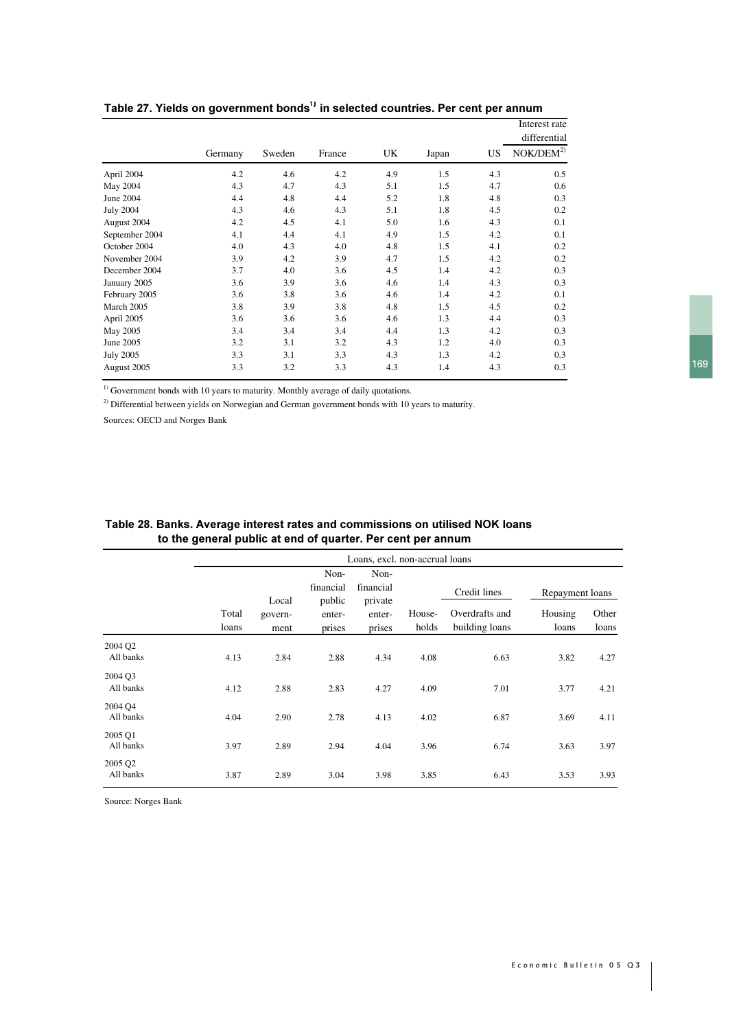## Table 27. Yields on government bonds[1] in selected countries. Per cent per annum

| | Germany | Sweden | France | UK | Japan | US | Interest rate differential NOK/DEM[2] |
|---|---|---|---|---|---|---|---|
| April 2004 | 4.2 | 4.6 | 4.2 | 4.9 | 1.5 | 4.3 | 0.5 |
| May 2004 | 4.3 | 4.7 | 4.3 | 5.1 | 1.5 | 4.7 | 0.6 |
| June 2004 | 4.4 | 4.8 | 4.4 | 5.2 | 1.8 | 4.8 | 0.3 |
| July 2004 | 4.3 | 4.6 | 4.3 | 5.1 | 1.8 | 4.5 | 0.2 |
| August 2004 | 4.2 | 4.5 | 4.1 | 5.0 | 1.6 | 4.3 | 0.1 |
| September 2004 | 4.1 | 4.4 | 4.1 | 4.9 | 1.5 | 4.2 | 0.1 |
| October 2004 | 4.0 | 4.3 | 4.0 | 4.8 | 1.5 | 4.1 | 0.2 |
| November 2004 | 3.9 | 4.2 | 3.9 | 4.7 | 1.5 | 4.2 | 0.2 |
| December 2004 | 3.7 | 4.0 | 3.6 | 4.5 | 1.4 | 4.2 | 0.3 |
| January 2005 | 3.6 | 3.9 | 3.6 | 4.6 | 1.4 | 4.3 | 0.3 |
| February 2005 | 3.6 | 3.8 | 3.6 | 4.6 | 1.4 | 4.2 | 0.1 |
| March 2005 | 3.8 | 3.9 | 3.8 | 4.8 | 1.5 | 4.5 | 0.2 |
| April 2005 | 3.6 | 3.6 | 3.6 | 4.6 | 1.3 | 4.4 | 0.3 |
| May 2005 | 3.4 | 3.4 | 3.4 | 4.4 | 1.3 | 4.2 | 0.3 |
| June 2005 | 3.2 | 3.1 | 3.2 | 4.3 | 1.2 | 4.0 | 0.3 |
| July 2005 | 3.3 | 3.1 | 3.3 | 4.3 | 1.3 | 4.2 | 0.3 |
| August 2005 | 3.3 | 3.2 | 3.3 | 4.3 | 1.4 | 4.3 | 0.3 |

[1] Government bonds with 10 years to maturity. Monthly average of daily quotations.

[2] Differential between yields on Norwegian and German government bonds with 10 years to maturity.

Sources: OECD and Norges Bank

## Table 28. Banks. Average interest rates and commissions on utilised NOK loans to the general public at end of quarter. Per cent per annum

| | Loans, excl. non-accrual loans | | | | | | | |
|---|---|---|---|---|---|---|---|---|
| | | | | | | Credit lines | Repayment loans | |
| | Total loans | Local government | Non-financial public enterprises | Non-financial private enterprises | Households | Overdrafts and building loans | Housing loans | Other loans |
| 2004 Q2 All banks | 4.13 | 2.84 | 2.88 | 4.34 | 4.08 | 6.63 | 3.82 | 4.27 |
| 2004 Q3 All banks | 4.12 | 2.88 | 2.83 | 4.27 | 4.09 | 7.01 | 3.77 | 4.21 |
| 2004 Q4 All banks | 4.04 | 2.90 | 2.78 | 4.13 | 4.02 | 6.87 | 3.69 | 4.11 |
| 2005 Q1 All banks | 3.97 | 2.89 | 2.94 | 4.04 | 3.96 | 6.74 | 3.63 | 3.97 |
| 2005 Q2 All banks | 3.87 | 2.89 | 3.04 | 3.98 | 3.85 | 6.43 | 3.53 | 3.93 |

Source: Norges Bank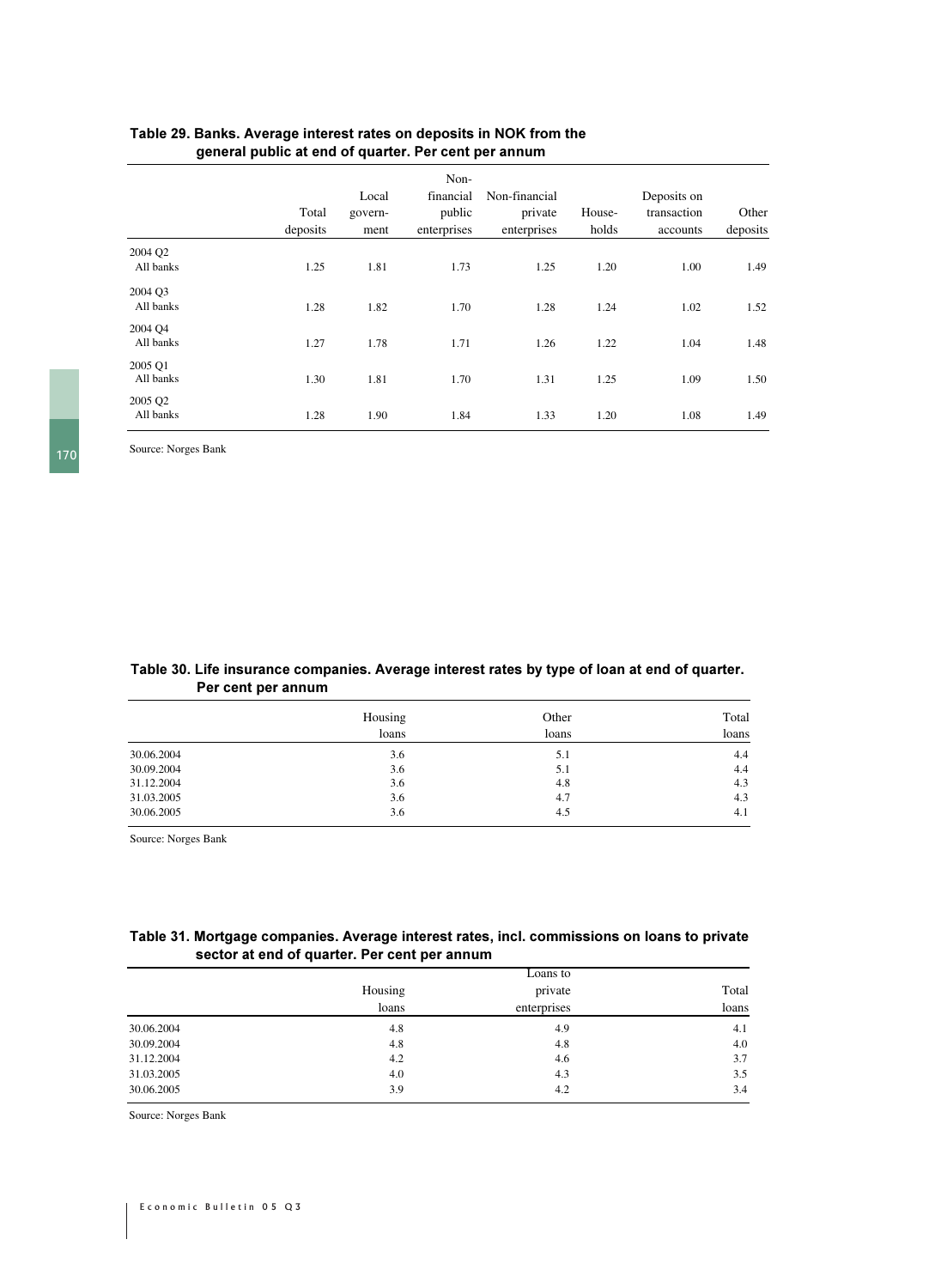### Table 29. Banks. Average interest rates on deposits in NOK from the general public at end of quarter. Per cent per annum

| | Total deposits | Local govern-ment | Non-financial public enterprises | Non-financial private enterprises | House-holds | Deposits on transaction accounts | Other deposits |
|---|---|---|---|---|---|---|---|
| 2004 Q2 | | | | | | | |
| All banks | 1.25 | 1.81 | 1.73 | 1.25 | 1.20 | 1.00 | 1.49 |
| 2004 Q3 | | | | | | | |
| All banks | 1.28 | 1.82 | 1.70 | 1.28 | 1.24 | 1.02 | 1.52 |
| 2004 Q4 | | | | | | | |
| All banks | 1.27 | 1.78 | 1.71 | 1.26 | 1.22 | 1.04 | 1.48 |
| 2005 Q1 | | | | | | | |
| All banks | 1.30 | 1.81 | 1.70 | 1.31 | 1.25 | 1.09 | 1.50 |
| 2005 Q2 | | | | | | | |
| All banks | 1.28 | 1.90 | 1.84 | 1.33 | 1.20 | 1.08 | 1.49 |

Source: Norges Bank

### Table 30. Life insurance companies. Average interest rates by type of loan at end of quarter. Per cent per annum

| | Housing loans | Other loans | Total loans |
|---|---|---|---|
| 30.06.2004 | 3.6 | 5.1 | 4.4 |
| 30.09.2004 | 3.6 | 5.1 | 4.4 |
| 31.12.2004 | 3.6 | 4.8 | 4.3 |
| 31.03.2005 | 3.6 | 4.7 | 4.3 |
| 30.06.2005 | 3.6 | 4.5 | 4.1 |

Source: Norges Bank

### Table 31. Mortgage companies. Average interest rates, incl. commissions on loans to private sector at end of quarter. Per cent per annum

| | Housing loans | Loans to private enterprises | Total loans |
|---|---|---|---|
| 30.06.2004 | 4.8 | 4.9 | 4.1 |
| 30.09.2004 | 4.8 | 4.8 | 4.0 |
| 31.12.2004 | 4.2 | 4.6 | 3.7 |
| 31.03.2005 | 4.0 | 4.3 | 3.5 |
| 30.06.2005 | 3.9 | 4.2 | 3.4 |

Source: Norges Bank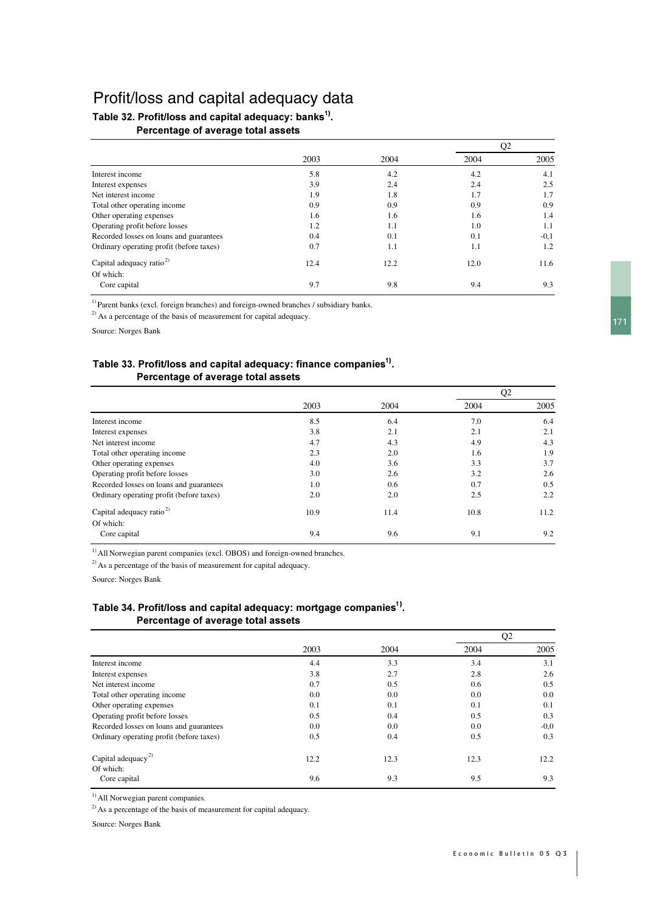# Profit/loss and capital adequacy data

### Table 32. Profit/loss and capital adequacy: banks[1]. Percentage of average total assets

| | 2003 | 2004 | Q2 2004 | Q2 2005 |
|---|---|---|---|---|
| Interest income | 5.8 | 4.2 | 4.2 | 4.1 |
| Interest expenses | 3.9 | 2.4 | 2.4 | 2.5 |
| Net interest income | 1.9 | 1.8 | 1.7 | 1.7 |
| Total other operating income | 0.9 | 0.9 | 0.9 | 0.9 |
| Other operating expenses | 1.6 | 1.6 | 1.6 | 1.4 |
| Operating profit before losses | 1.2 | 1.1 | 1.0 | 1.1 |
| Recorded losses on loans and guarantees | 0.4 | 0.1 | 0.1 | -0,1 |
| Ordinary operating profit (before taxes) | 0.7 | 1.1 | 1.1 | 1.2 |
| Capital adequacy ratio[2] | 12.4 | 12.2 | 12.0 | 11.6 |
| Of which: | | | | |
| Core capital | 9.7 | 9.8 | 9.4 | 9.3 |

[1] Parent banks (excl. foreign branches) and foreign-owned branches / subsidiary banks.

[2] As a percentage of the basis of measurement for capital adequacy.

Source: Norges Bank

### Table 33. Profit/loss and capital adequacy: finance companies[1]. Percentage of average total assets

| | 2003 | 2004 | Q2 2004 | Q2 2005 |
|---|---|---|---|---|
| Interest income | 8.5 | 6.4 | 7.0 | 6.4 |
| Interest expenses | 3.8 | 2.1 | 2.1 | 2.1 |
| Net interest income | 4.7 | 4.3 | 4.9 | 4.3 |
| Total other operating income | 2.3 | 2.0 | 1.6 | 1.9 |
| Other operating expenses | 4.0 | 3.6 | 3.3 | 3.7 |
| Operating profit before losses | 3.0 | 2.6 | 3.2 | 2.6 |
| Recorded losses on loans and guarantees | 1.0 | 0.6 | 0.7 | 0.5 |
| Ordinary operating profit (before taxes) | 2.0 | 2.0 | 2.5 | 2.2 |
| Capital adequacy ratio[2] | 10.9 | 11.4 | 10.8 | 11.2 |
| Of which: | | | | |
| Core capital | 9.4 | 9.6 | 9.1 | 9.2 |

[1] All Norwegian parent companies (excl. OBOS) and foreign-owned branches.

[2] As a percentage of the basis of measurement for capital adequacy.

Source: Norges Bank

### Table 34. Profit/loss and capital adequacy: mortgage companies[1]. Percentage of average total assets

| | 2003 | 2004 | Q2 2004 | Q2 2005 |
|---|---|---|---|---|
| Interest income | 4.4 | 3.3 | 3.4 | 3.1 |
| Interest expenses | 3.8 | 2.7 | 2.8 | 2.6 |
| Net interest income | 0.7 | 0.5 | 0.6 | 0.5 |
| Total other operating income | 0.0 | 0.0 | 0.0 | 0.0 |
| Other operating expenses | 0.1 | 0.1 | 0.1 | 0.1 |
| Operating profit before losses | 0.5 | 0.4 | 0.5 | 0.3 |
| Recorded losses on loans and guarantees | 0.0 | 0.0 | 0.0 | -0,0 |
| Ordinary operating profit (before taxes) | 0.5 | 0.4 | 0.5 | 0.3 |
| Capital adequacy[2] | 12.2 | 12.3 | 12.3 | 12.2 |
| Of which: | | | | |
| Core capital | 9.6 | 9.3 | 9.5 | 9.3 |

[1] All Norwegian parent companies.

[2] As a percentage of the basis of measurement for capital adequacy.

Source: Norges Bank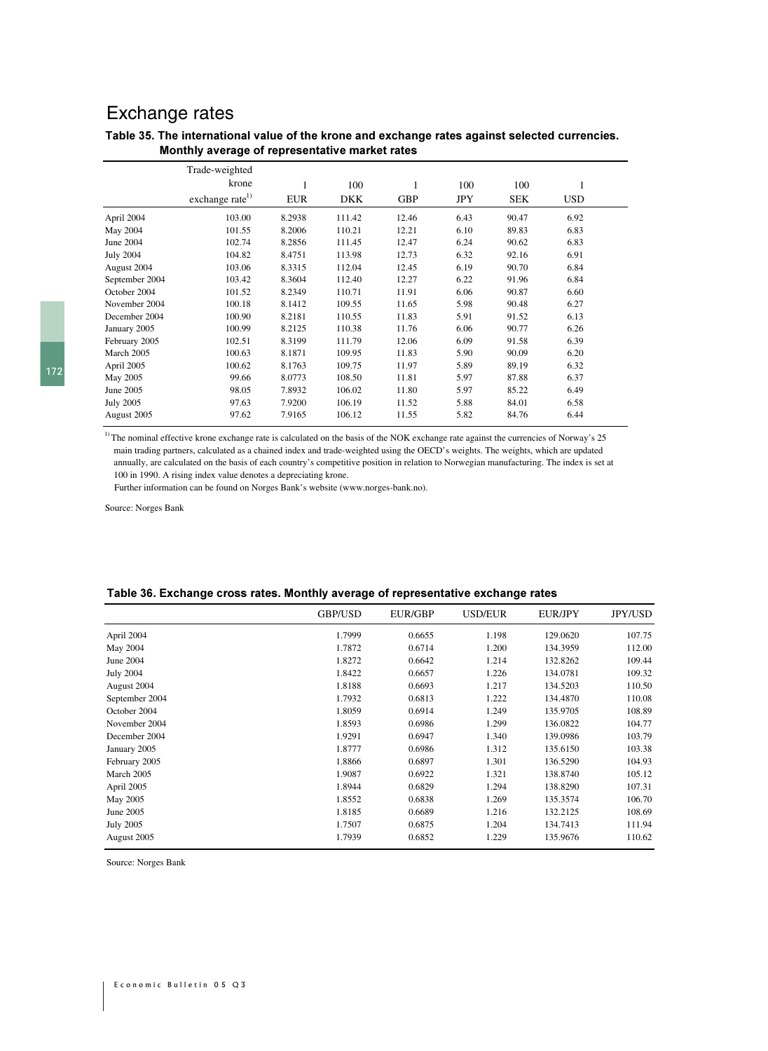# Exchange rates

**Table 35. The international value of the krone and exchange rates against selected currencies. Monthly average of representative market rates**

| | Trade-weighted krone exchange rate[1)] | 1 EUR | 100 DKK | 1 GBP | 100 JPY | 100 SEK | 1 USD |
|---|---|---|---|---|---|---|---|
| April 2004 | 103.00 | 8.2938 | 111.42 | 12.46 | 6.43 | 90.47 | 6.92 |
| May 2004 | 101.55 | 8.2006 | 110.21 | 12.21 | 6.10 | 89.83 | 6.83 |
| June 2004 | 102.74 | 8.2856 | 111.45 | 12.47 | 6.24 | 90.62 | 6.83 |
| July 2004 | 104.82 | 8.4751 | 113.98 | 12.73 | 6.32 | 92.16 | 6.91 |
| August 2004 | 103.06 | 8.3315 | 112.04 | 12.45 | 6.19 | 90.70 | 6.84 |
| September 2004 | 103.42 | 8.3604 | 112.40 | 12.27 | 6.22 | 91.96 | 6.84 |
| October 2004 | 101.52 | 8.2349 | 110.71 | 11.91 | 6.06 | 90.87 | 6.60 |
| November 2004 | 100.18 | 8.1412 | 109.55 | 11.65 | 5.98 | 90.48 | 6.27 |
| December 2004 | 100.90 | 8.2181 | 110.55 | 11.83 | 5.91 | 91.52 | 6.13 |
| January 2005 | 100.99 | 8.2125 | 110.38 | 11.76 | 6.06 | 90.77 | 6.26 |
| February 2005 | 102.51 | 8.3199 | 111.79 | 12.06 | 6.09 | 91.58 | 6.39 |
| March 2005 | 100.63 | 8.1871 | 109.95 | 11.83 | 5.90 | 90.09 | 6.20 |
| April 2005 | 100.62 | 8.1763 | 109.75 | 11.97 | 5.89 | 89.19 | 6.32 |
| May 2005 | 99.66 | 8.0773 | 108.50 | 11.81 | 5.97 | 87.88 | 6.37 |
| June 2005 | 98.05 | 7.8932 | 106.02 | 11.80 | 5.97 | 85.22 | 6.49 |
| July 2005 | 97.63 | 7.9200 | 106.19 | 11.52 | 5.88 | 84.01 | 6.58 |
| August 2005 | 97.62 | 7.9165 | 106.12 | 11.55 | 5.82 | 84.76 | 6.44 |

[1)] The nominal effective krone exchange rate is calculated on the basis of the NOK exchange rate against the currencies of Norway's 25 main trading partners, calculated as a chained index and trade-weighted using the OECD's weights. The weights, which are updated annually, are calculated on the basis of each country's competitive position in relation to Norwegian manufacturing. The index is set at 100 in 1990. A rising index value denotes a depreciating krone.
Further information can be found on Norges Bank's website (www.norges-bank.no).

Source: Norges Bank

**Table 36. Exchange cross rates. Monthly average of representative exchange rates**

| | GBP/USD | EUR/GBP | USD/EUR | EUR/JPY | JPY/USD |
|---|---|---|---|---|---|
| April 2004 | 1.7999 | 0.6655 | 1.198 | 129.0620 | 107.75 |
| May 2004 | 1.7872 | 0.6714 | 1.200 | 134.3959 | 112.00 |
| June 2004 | 1.8272 | 0.6642 | 1.214 | 132.8262 | 109.44 |
| July 2004 | 1.8422 | 0.6657 | 1.226 | 134.0781 | 109.32 |
| August 2004 | 1.8188 | 0.6693 | 1.217 | 134.5203 | 110.50 |
| September 2004 | 1.7932 | 0.6813 | 1.222 | 134.4870 | 110.08 |
| October 2004 | 1.8059 | 0.6914 | 1.249 | 135.9705 | 108.89 |
| November 2004 | 1.8593 | 0.6986 | 1.299 | 136.0822 | 104.77 |
| December 2004 | 1.9291 | 0.6947 | 1.340 | 139.0986 | 103.79 |
| January 2005 | 1.8777 | 0.6986 | 1.312 | 135.6150 | 103.38 |
| February 2005 | 1.8866 | 0.6897 | 1.301 | 136.5290 | 104.93 |
| March 2005 | 1.9087 | 0.6922 | 1.321 | 138.8740 | 105.12 |
| April 2005 | 1.8944 | 0.6829 | 1.294 | 138.8290 | 107.31 |
| May 2005 | 1.8552 | 0.6838 | 1.269 | 135.3574 | 106.70 |
| June 2005 | 1.8185 | 0.6689 | 1.216 | 132.2125 | 108.69 |
| July 2005 | 1.7507 | 0.6875 | 1.204 | 134.7413 | 111.94 |
| August 2005 | 1.7939 | 0.6852 | 1.229 | 135.9676 | 110.62 |

Source: Norges Bank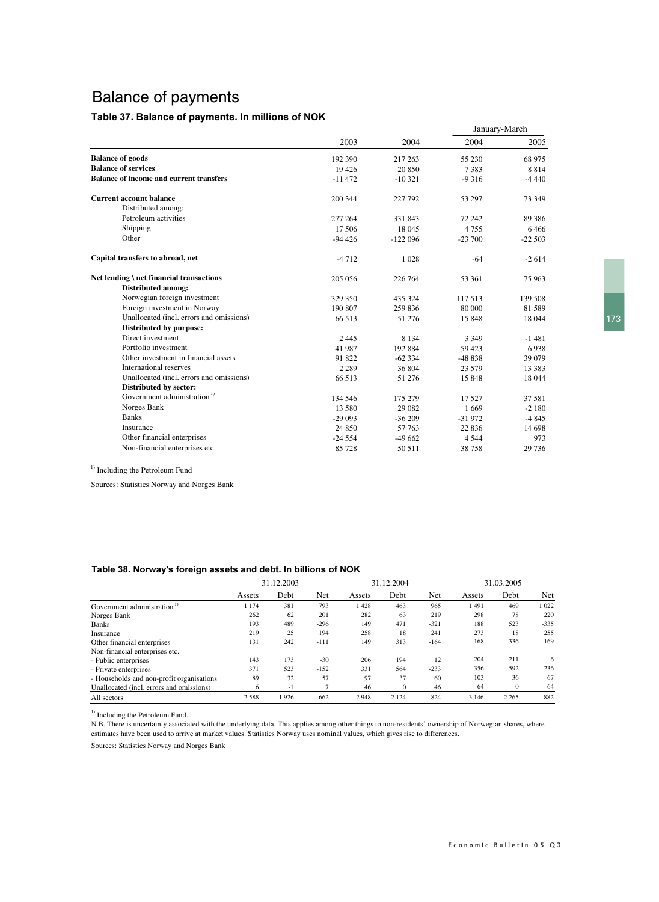# Balance of payments

## Table 37. Balance of payments. In millions of NOK

| | 2003 | 2004 | January-March 2004 | January-March 2005 |
|---|---|---|---|---|
| **Balance of goods** | 192 390 | 217 263 | 55 230 | 68 975 |
| **Balance of services** | 19 426 | 20 850 | 7 383 | 8 814 |
| **Balance of income and current transfers** | -11 472 | -10 321 | -9 316 | -4 440 |
| **Current account balance** | 200 344 | 227 792 | 53 297 | 73 349 |
| Distributed among: | | | | |
| Petroleum activities | 277 264 | 331 843 | 72 242 | 89 386 |
| Shipping | 17 506 | 18 045 | 4 755 | 6 466 |
| Other | -94 426 | -122 096 | -23 700 | -22 503 |
| **Capital transfers to abroad, net** | -4 712 | 1 028 | -64 | -2 614 |
| **Net lending \ net financial transactions** | 205 056 | 226 764 | 53 361 | 75 963 |
| **Distributed among:** | | | | |
| Norwegian foreign investment | 329 350 | 435 324 | 117 513 | 139 508 |
| Foreign investment in Norway | 190 807 | 259 836 | 80 000 | 81 589 |
| Unallocated (incl. errors and omissions) | 66 513 | 51 276 | 15 848 | 18 044 |
| **Distributed by purpose:** | | | | |
| Direct investment | 2 445 | 8 134 | 3 349 | -1 481 |
| Portfolio investment | 41 987 | 192 884 | 59 423 | 6 938 |
| Other investment in financial assets | 91 822 | -62 334 | -48 838 | 39 079 |
| International reserves | 2 289 | 36 804 | 23 579 | 13 383 |
| Unallocated (incl. errors and omissions) | 66 513 | 51 276 | 15 848 | 18 044 |
| **Distributed by sector:** | | | | |
| Government administration [1] | 134 546 | 175 279 | 17 527 | 37 581 |
| Norges Bank | 13 580 | 29 082 | 1 669 | -2 180 |
| Banks | -29 093 | -36 209 | -31 972 | -4 845 |
| Insurance | 24 850 | 57 763 | 22 836 | 14 698 |
| Other financial enterprises | -24 554 | -49 662 | 4 544 | 973 |
| Non-financial enterprises etc. | 85 728 | 50 511 | 38 758 | 29 736 |

[1] Including the Petroleum Fund

Sources: Statistics Norway and Norges Bank

## Table 38. Norway's foreign assets and debt. In billions of NOK

| | 31.12.2003 | | | 31.12.2004 | | | 31.03.2005 | | |
|---|---|---|---|---|---|---|---|---|---|
| | Assets | Debt | Net | Assets | Debt | Net | Assets | Debt | Net |
| Government administration [1] | 1 174 | 381 | 793 | 1 428 | 463 | 965 | 1 491 | 469 | 1 022 |
| Norges Bank | 262 | 62 | 201 | 282 | 63 | 219 | 298 | 78 | 220 |
| Banks | 193 | 489 | -296 | 149 | 471 | -321 | 188 | 523 | -335 |
| Insurance | 219 | 25 | 194 | 258 | 18 | 241 | 273 | 18 | 255 |
| Other financial enterprises | 131 | 242 | -111 | 149 | 313 | -164 | 168 | 336 | -169 |
| Non-financial enterprises etc. | | | | | | | | | |
| - Public enterprises | 143 | 173 | -30 | 206 | 194 | 12 | 204 | 211 | -6 |
| - Private enterprises | 371 | 523 | -152 | 331 | 564 | -233 | 356 | 592 | -236 |
| - Households and non-profit organisations | 89 | 32 | 57 | 97 | 37 | 60 | 103 | 36 | 67 |
| Unallocated (incl. errors and omissions) | 6 | -1 | 7 | 46 | 0 | 46 | 64 | 0 | 64 |
| All sectors | 2 588 | 1 926 | 662 | 2 948 | 2 124 | 824 | 3 146 | 2 265 | 882 |

[1] Including the Petroleum Fund.

N.B. There is uncertainly associated with the underlying data. This applies among other things to non-residents' ownership of Norwegian shares, where estimates have been used to arrive at market values. Statistics Norway uses nominal values, which gives rise to differences.

Sources: Statistics Norway and Norges Bank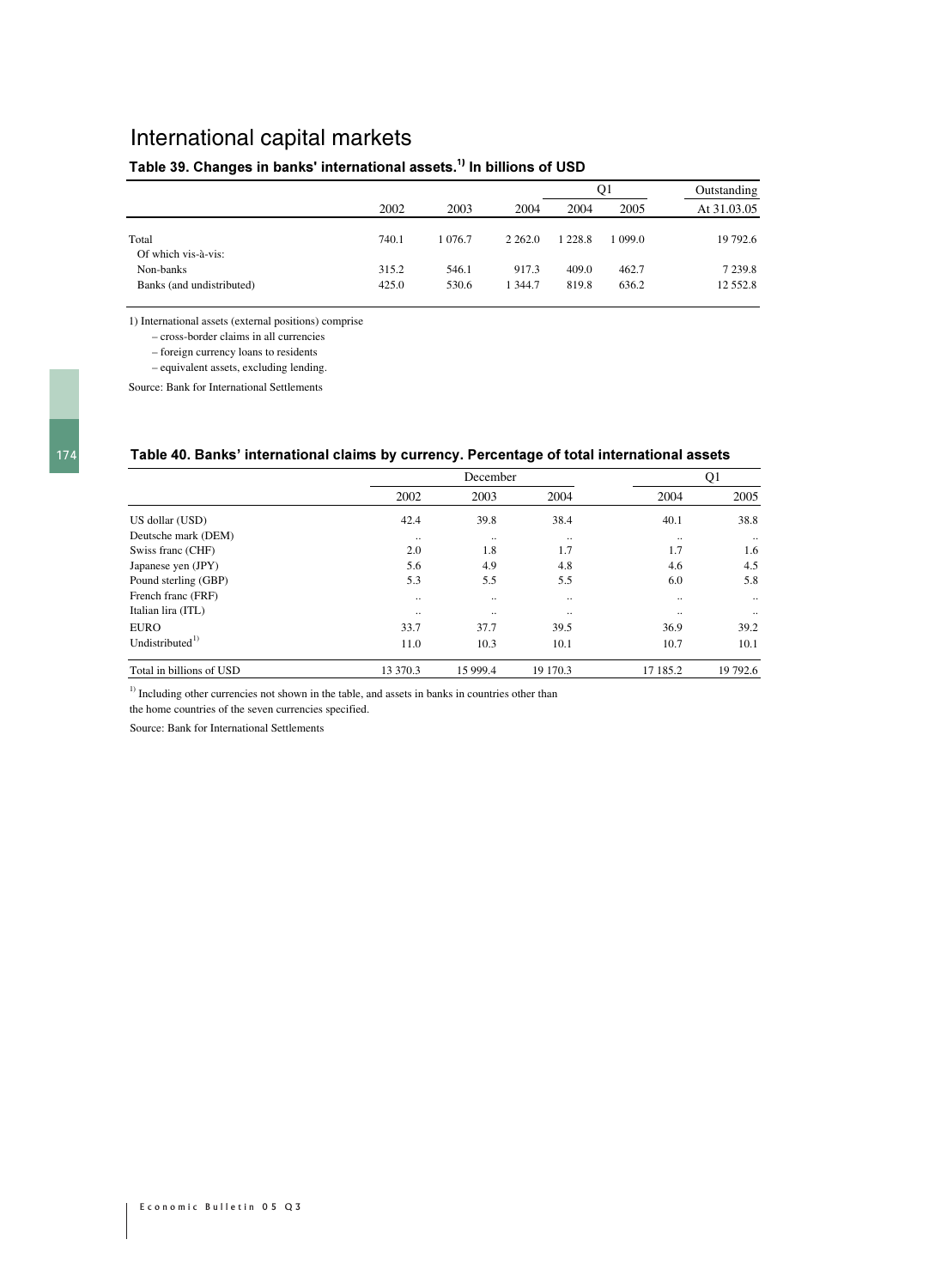# International capital markets

### Table 39. Changes in banks' international assets.[1] In billions of USD

| | 2002 | 2003 | 2004 | Q1 2004 | Q1 2005 | Outstanding At 31.03.05 |
|---|---|---|---|---|---|---|
| Total | 740.1 | 1 076.7 | 2 262.0 | 1 228.8 | 1 099.0 | 19 792.6 |
| Of which vis-à-vis: | | | | | | |
| Non-banks | 315.2 | 546.1 | 917.3 | 409.0 | 462.7 | 7 239.8 |
| Banks (and undistributed) | 425.0 | 530.6 | 1 344.7 | 819.8 | 636.2 | 12 552.8 |

1) International assets (external positions) comprise

– cross-border claims in all currencies

– foreign currency loans to residents

– equivalent assets, excluding lending.

Source: Bank for International Settlements

### Table 40. Banks' international claims by currency. Percentage of total international assets

| | December 2002 | December 2003 | December 2004 | Q1 2004 | Q1 2005 |
|---|---|---|---|---|---|
| US dollar (USD) | 42.4 | 39.8 | 38.4 | 40.1 | 38.8 |
| Deutsche mark (DEM) | .. | .. | .. | .. | .. |
| Swiss franc (CHF) | 2.0 | 1.8 | 1.7 | 1.7 | 1.6 |
| Japanese yen (JPY) | 5.6 | 4.9 | 4.8 | 4.6 | 4.5 |
| Pound sterling (GBP) | 5.3 | 5.5 | 5.5 | 6.0 | 5.8 |
| French franc (FRF) | .. | .. | .. | .. | .. |
| Italian lira (ITL) | .. | .. | .. | .. | .. |
| EURO | 33.7 | 37.7 | 39.5 | 36.9 | 39.2 |
| Undistributed[1] | 11.0 | 10.3 | 10.1 | 10.7 | 10.1 |
| Total in billions of USD | 13 370.3 | 15 999.4 | 19 170.3 | 17 185.2 | 19 792.6 |

[1] Including other currencies not shown in the table, and assets in banks in countries other than the home countries of the seven currencies specified.

Source: Bank for International Settlements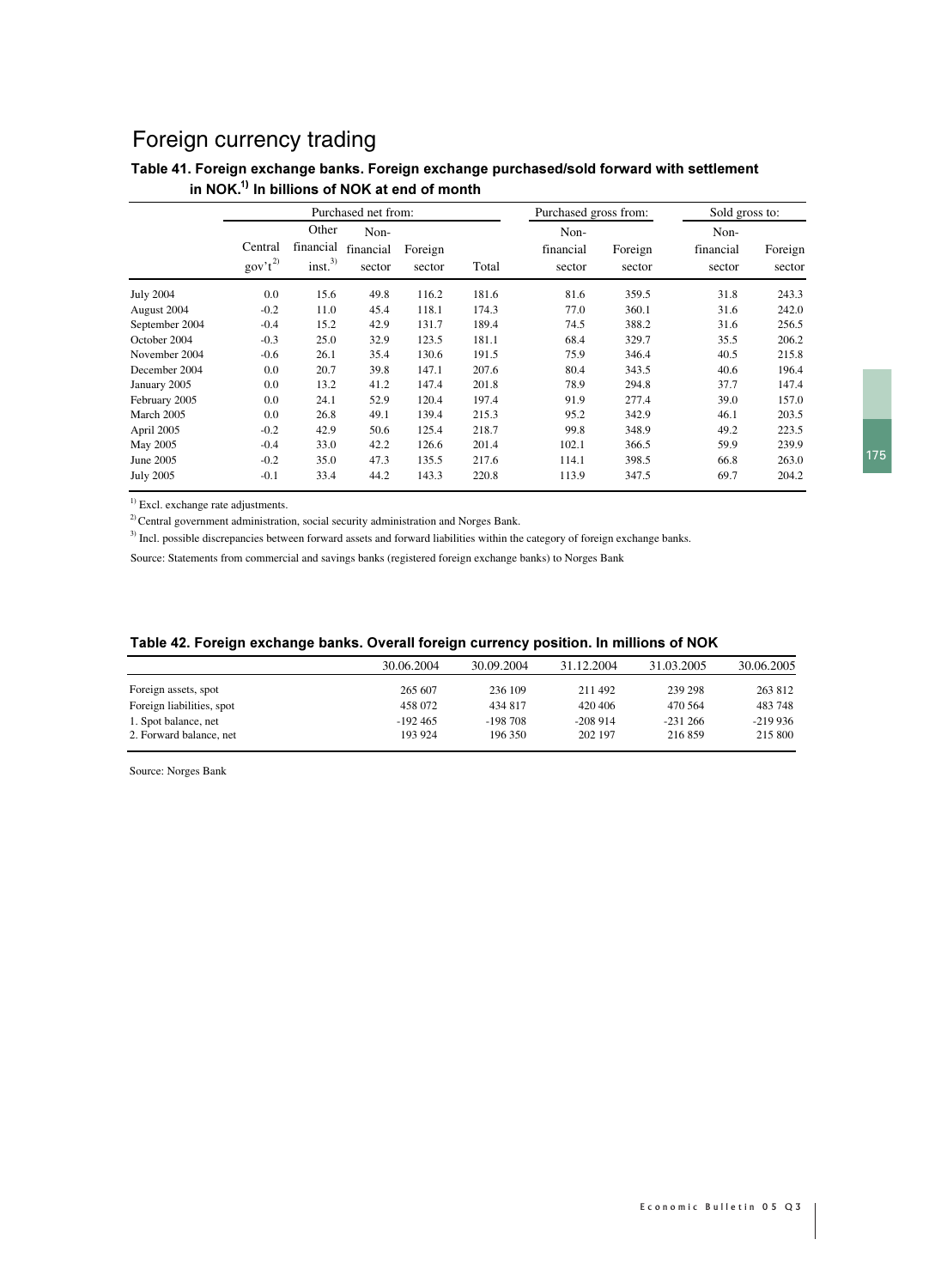# Foreign currency trading

### Table 41. Foreign exchange banks. Foreign exchange purchased/sold forward with settlement in NOK.[1] In billions of NOK at end of month

| | Purchased net from: | | | | | Purchased gross from: | | Sold gross to: | |
|---|---|---|---|---|---|---|---|---|---|
| | Central gov't[2] | Other financial inst.[3] | Non-financial sector | Foreign sector | Total | Non-financial sector | Foreign sector | Non-financial sector | Foreign sector |
| July 2004 | 0.0 | 15.6 | 49.8 | 116.2 | 181.6 | 81.6 | 359.5 | 31.8 | 243.3 |
| August 2004 | -0.2 | 11.0 | 45.4 | 118.1 | 174.3 | 77.0 | 360.1 | 31.6 | 242.0 |
| September 2004 | -0.4 | 15.2 | 42.9 | 131.7 | 189.4 | 74.5 | 388.2 | 31.6 | 256.5 |
| October 2004 | -0.3 | 25.0 | 32.9 | 123.5 | 181.1 | 68.4 | 329.7 | 35.5 | 206.2 |
| November 2004 | -0.6 | 26.1 | 35.4 | 130.6 | 191.5 | 75.9 | 346.4 | 40.5 | 215.8 |
| December 2004 | 0.0 | 20.7 | 39.8 | 147.1 | 207.6 | 80.4 | 343.5 | 40.6 | 196.4 |
| January 2005 | 0.0 | 13.2 | 41.2 | 147.4 | 201.8 | 78.9 | 294.8 | 37.7 | 147.4 |
| February 2005 | 0.0 | 24.1 | 52.9 | 120.4 | 197.4 | 91.9 | 277.4 | 39.0 | 157.0 |
| March 2005 | 0.0 | 26.8 | 49.1 | 139.4 | 215.3 | 95.2 | 342.9 | 46.1 | 203.5 |
| April 2005 | -0.2 | 42.9 | 50.6 | 125.4 | 218.7 | 99.8 | 348.9 | 49.2 | 223.5 |
| May 2005 | -0.4 | 33.0 | 42.2 | 126.6 | 201.4 | 102.1 | 366.5 | 59.9 | 239.9 |
| June 2005 | -0.2 | 35.0 | 47.3 | 135.5 | 217.6 | 114.1 | 398.5 | 66.8 | 263.0 |
| July 2005 | -0.1 | 33.4 | 44.2 | 143.3 | 220.8 | 113.9 | 347.5 | 69.7 | 204.2 |

[1] Excl. exchange rate adjustments.

[2] Central government administration, social security administration and Norges Bank.

[3] Incl. possible discrepancies between forward assets and forward liabilities within the category of foreign exchange banks.

Source: Statements from commercial and savings banks (registered foreign exchange banks) to Norges Bank

### Table 42. Foreign exchange banks. Overall foreign currency position. In millions of NOK

| | 30.06.2004 | 30.09.2004 | 31.12.2004 | 31.03.2005 | 30.06.2005 |
|---|---|---|---|---|---|
| Foreign assets, spot | 265 607 | 236 109 | 211 492 | 239 298 | 263 812 |
| Foreign liabilities, spot | 458 072 | 434 817 | 420 406 | 470 564 | 483 748 |
| 1. Spot balance, net | -192 465 | -198 708 | -208 914 | -231 266 | -219 936 |
| 2. Forward balance, net | 193 924 | 196 350 | 202 197 | 216 859 | 215 800 |

Source: Norges Bank